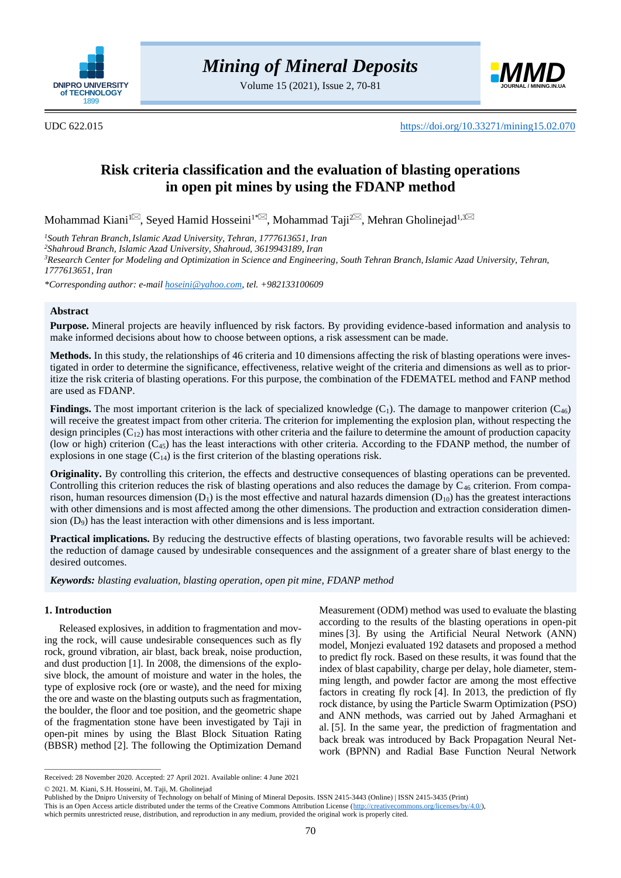UDC 622.015 https://doi.org/10.33271/mining15.02.070

# Risk criteria classification and the evaluation of blasting operations in open pit mines by using the FDANP method

Mohammad Kiani[1], Seyed Hamid Hosseini[1*], Mohammad Taji[2], Mehran Gholinejad[1,3]

[1]*South Tehran Branch, Islamic Azad University, Tehran, 1777613651, Iran*
[2]*Shahroud Branch, Islamic Azad University, Shahroud, 3619943189, Iran*
[3]*Research Center for Modeling and Optimization in Science and Engineering, South Tehran Branch, Islamic Azad University, Tehran, 1777613651, Iran*

*\*Corresponding author: e-mail hoseini@yahoo.com, tel. +982133100609*

## Abstract

**Purpose.** Mineral projects are heavily influenced by risk factors. By providing evidence-based information and analysis to make informed decisions about how to choose between options, a risk assessment can be made.

**Methods.** In this study, the relationships of 46 criteria and 10 dimensions affecting the risk of blasting operations were investigated in order to determine the significance, effectiveness, relative weight of the criteria and dimensions as well as to prioritize the risk criteria of blasting operations. For this purpose, the combination of the FDEMATEL method and FANP method are used as FDANP.

**Findings.** The most important criterion is the lack of specialized knowledge ($C_1$). The damage to manpower criterion ($C_{46}$) will receive the greatest impact from other criteria. The criterion for implementing the explosion plan, without respecting the design principles ($C_{12}$) has most interactions with other criteria and the failure to determine the amount of production capacity (low or high) criterion ($C_{45}$) has the least interactions with other criteria. According to the FDANP method, the number of explosions in one stage ($C_{14}$) is the first criterion of the blasting operations risk.

**Originality.** By controlling this criterion, the effects and destructive consequences of blasting operations can be prevented. Controlling this criterion reduces the risk of blasting operations and also reduces the damage by $C_{46}$ criterion. From comparison, human resources dimension ($D_1$) is the most effective and natural hazards dimension ($D_{10}$) has the greatest interactions with other dimensions and is most affected among the other dimensions. The production and extraction consideration dimension ($D_9$) has the least interaction with other dimensions and is less important.

**Practical implications.** By reducing the destructive effects of blasting operations, two favorable results will be achieved: the reduction of damage caused by undesirable consequences and the assignment of a greater share of blast energy to the desired outcomes.

***Keywords:*** *blasting evaluation, blasting operation, open pit mine, FDANP method*

## 1. Introduction

Released explosives, in addition to fragmentation and moving the rock, will cause undesirable consequences such as fly rock, ground vibration, air blast, back break, noise production, and dust production [1]. In 2008, the dimensions of the explosive block, the amount of moisture and water in the holes, the type of explosive rock (ore or waste), and the need for mixing the ore and waste on the blasting outputs such as fragmentation, the boulder, the floor and toe position, and the geometric shape of the fragmentation stone have been investigated by Taji in open-pit mines by using the Blast Block Situation Rating (BBSR) method [2]. The following the Optimization Demand Measurement (ODM) method was used to evaluate the blasting according to the results of the blasting operations in open-pit mines [3]. By using the Artificial Neural Network (ANN) model, Monjezi evaluated 192 datasets and proposed a method to predict fly rock. Based on these results, it was found that the index of blast capability, charge per delay, hole diameter, stemming length, and powder factor are among the most effective factors in creating fly rock [4]. In 2013, the prediction of fly rock distance, by using the Particle Swarm Optimization (PSO) and ANN methods, was carried out by Jahed Armaghani et al. [5]. In the same year, the prediction of fragmentation and back break was introduced by Back Propagation Neural Network (BPNN) and Radial Base Function Neural Network

---

Received: 28 November 2020. Accepted: 27 April 2021. Available online: 4 June 2021

© 2021. M. Kiani, S.H. Hosseini, M. Taji, M. Gholinejad

Published by the Dnipro University of Technology on behalf of Mining of Mineral Deposits. ISSN 2415-3443 (Online) | ISSN 2415-3435 (Print)

This is an Open Access article distributed under the terms of the Creative Commons Attribution License (http://creativecommons.org/licenses/by/4.0/), which permits unrestricted reuse, distribution, and reproduction in any medium, provided the original work is properly cited.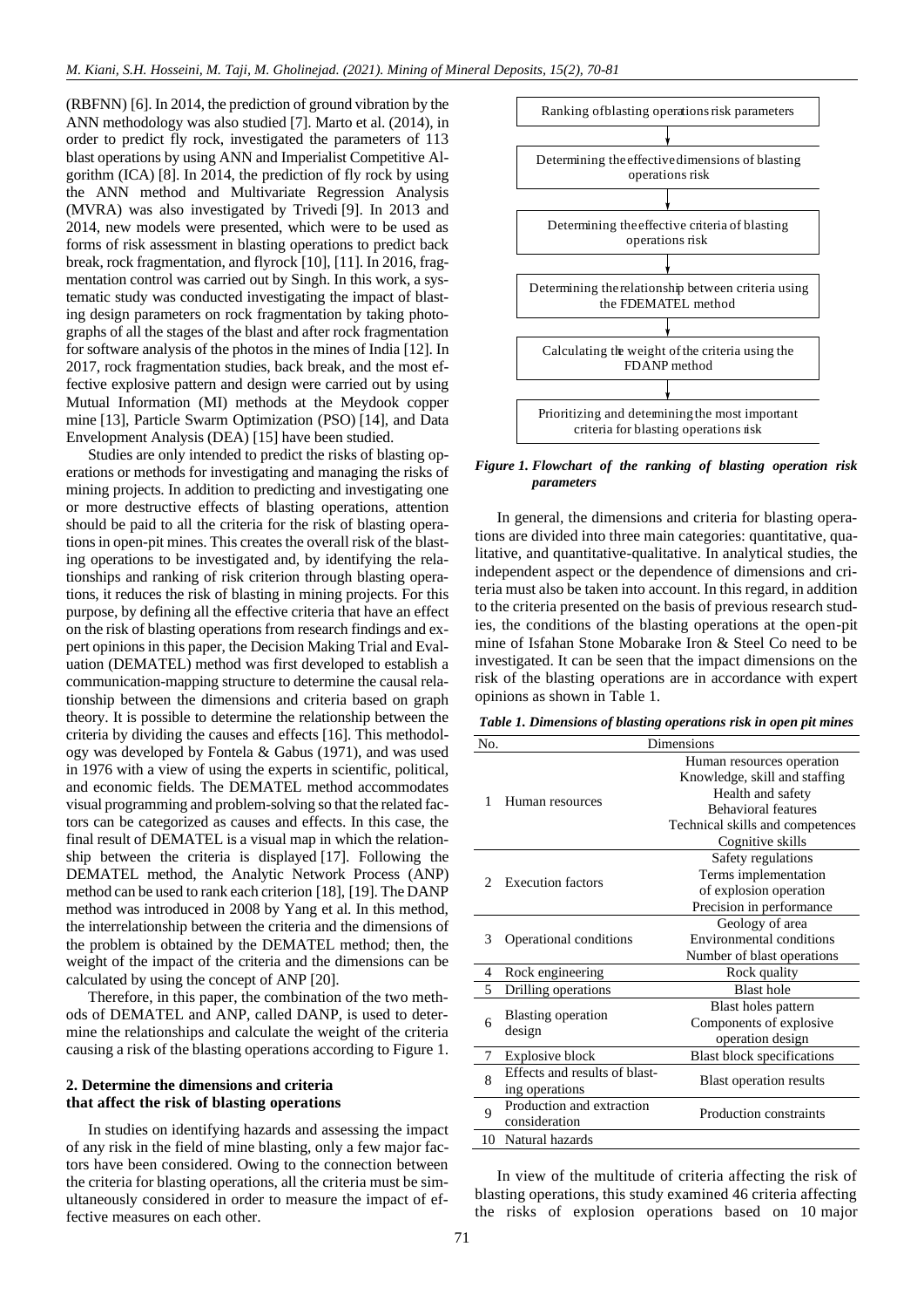(RBFNN) [6]. In 2014, the prediction of ground vibration by the ANN methodology was also studied [7]. Marto et al. (2014), in order to predict fly rock, investigated the parameters of 113 blast operations by using ANN and Imperialist Competitive Algorithm (ICA) [8]. In 2014, the prediction of fly rock by using the ANN method and Multivariate Regression Analysis (MVRA) was also investigated by Trivedi [9]. In 2013 and 2014, new models were presented, which were to be used as forms of risk assessment in blasting operations to predict back break, rock fragmentation, and flyrock [10], [11]. In 2016, fragmentation control was carried out by Singh. In this work, a systematic study was conducted investigating the impact of blasting design parameters on rock fragmentation by taking photographs of all the stages of the blast and after rock fragmentation for software analysis of the photos in the mines of India [12]. In 2017, rock fragmentation studies, back break, and the most effective explosive pattern and design were carried out by using Mutual Information (MI) methods at the Meydook copper mine [13], Particle Swarm Optimization (PSO) [14], and Data Envelopment Analysis (DEA) [15] have been studied.

Studies are only intended to predict the risks of blasting operations or methods for investigating and managing the risks of mining projects. In addition to predicting and investigating one or more destructive effects of blasting operations, attention should be paid to all the criteria for the risk of blasting operations in open-pit mines. This creates the overall risk of the blasting operations to be investigated and, by identifying the relationships and ranking of risk criterion through blasting operations, it reduces the risk of blasting in mining projects. For this purpose, by defining all the effective criteria that have an effect on the risk of blasting operations from research findings and expert opinions in this paper, the Decision Making Trial and Evaluation (DEMATEL) method was first developed to establish a communication-mapping structure to determine the causal relationship between the dimensions and criteria based on graph theory. It is possible to determine the relationship between the criteria by dividing the causes and effects [16]. This methodology was developed by Fontela & Gabus (1971), and was used in 1976 with a view of using the experts in scientific, political, and economic fields. The DEMATEL method accommodates visual programming and problem-solving so that the related factors can be categorized as causes and effects. In this case, the final result of DEMATEL is a visual map in which the relationship between the criteria is displayed [17]. Following the DEMATEL method, the Analytic Network Process (ANP) method can be used to rank each criterion [18], [19]. The DANP method was introduced in 2008 by Yang et al. In this method, the interrelationship between the criteria and the dimensions of the problem is obtained by the DEMATEL method; then, the weight of the impact of the criteria and the dimensions can be calculated by using the concept of ANP [20].

Therefore, in this paper, the combination of the two methods of DEMATEL and ANP, called DANP, is used to determine the relationships and calculate the weight of the criteria causing a risk of the blasting operations according to Figure 1.

Ranking of blasting operations risk parameters

↓

Determining the effective dimensions of blasting operations risk

↓

Determining the effective criteria of blasting operations risk

↓

Determining the relationship between criteria using the FDEMATEL method

↓

Calculating the weight of the criteria using the FDANP method

↓

Prioritizing and determining the most important criteria for blasting operations risk

*Figure 1. Flowchart of the ranking of blasting operation risk parameters*

## 2. Determine the dimensions and criteria that affect the risk of blasting operations

In studies on identifying hazards and assessing the impact of any risk in the field of mine blasting, only a few major factors have been considered. Owing to the connection between the criteria for blasting operations, all the criteria must be simultaneously considered in order to measure the impact of effective measures on each other.

In general, the dimensions and criteria for blasting operations are divided into three main categories: quantitative, qualitative, and quantitative-qualitative. In analytical studies, the independent aspect or the dependence of dimensions and criteria must also be taken into account. In this regard, in addition to the criteria presented on the basis of previous research studies, the conditions of the blasting operations at the open-pit mine of Isfahan Stone Mobarake Iron & Steel Co need to be investigated. It can be seen that the impact dimensions on the risk of the blasting operations are in accordance with expert opinions as shown in Table 1.

*Table 1. Dimensions of blasting operations risk in open pit mines*

| No. | Dimensions | |
|---|---|---|
| 1 | Human resources | Human resources operation |
| | | Knowledge, skill and staffing |
| | | Health and safety |
| | | Behavioral features |
| | | Technical skills and competences |
| | | Cognitive skills |
| 2 | Execution factors | Safety regulations |
| | | Terms implementation of explosion operation |
| | | Precision in performance |
| 3 | Operational conditions | Geology of area |
| | | Environmental conditions |
| | | Number of blast operations |
| 4 | Rock engineering | Rock quality |
| 5 | Drilling operations | Blast hole |
| 6 | Blasting operation design | Blast holes pattern |
| | | Components of explosive operation design |
| 7 | Explosive block | Blast block specifications |
| 8 | Effects and results of blasting operations | Blast operation results |
| 9 | Production and extraction consideration | Production constraints |
| 10 | Natural hazards | |

In view of the multitude of criteria affecting the risk of blasting operations, this study examined 46 criteria affecting the risks of explosion operations based on 10 major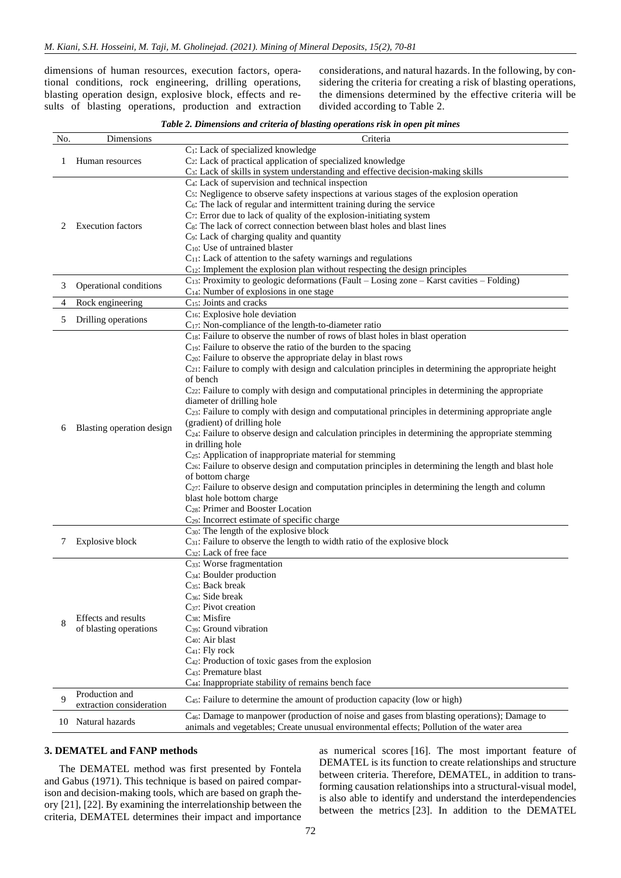dimensions of human resources, execution factors, operational conditions, rock engineering, drilling operations, blasting operation design, explosive block, effects and results of blasting operations, production and extraction considerations, and natural hazards. In the following, by considering the criteria for creating a risk of blasting operations, the dimensions determined by the effective criteria will be divided according to Table 2.

*Table 2. Dimensions and criteria of blasting operations risk in open pit mines*

| No. | Dimensions | Criteria |
|---|---|---|
| 1 | Human resources | $C_1$: Lack of specialized knowledge<br>$C_2$: Lack of practical application of specialized knowledge<br>$C_3$: Lack of skills in system understanding and effective decision-making skills |
| 2 | Execution factors | $C_4$: Lack of supervision and technical inspection<br>$C_5$: Negligence to observe safety inspections at various stages of the explosion operation<br>$C_6$: The lack of regular and intermittent training during the service<br>$C_7$: Error due to lack of quality of the explosion-initiating system<br>$C_8$: The lack of correct connection between blast holes and blast lines<br>$C_9$: Lack of charging quality and quantity<br>$C_{10}$: Use of untrained blaster<br>$C_{11}$: Lack of attention to the safety warnings and regulations<br>$C_{12}$: Implement the explosion plan without respecting the design principles |
| 3 | Operational conditions | $C_{13}$: Proximity to geologic deformations (Fault – Losing zone – Karst cavities – Folding)<br>$C_{14}$: Number of explosions in one stage |
| 4 | Rock engineering | $C_{15}$: Joints and cracks |
| 5 | Drilling operations | $C_{16}$: Explosive hole deviation<br>$C_{17}$: Non-compliance of the length-to-diameter ratio |
| 6 | Blasting operation design | $C_{18}$: Failure to observe the number of rows of blast holes in blast operation<br>$C_{19}$: Failure to observe the ratio of the burden to the spacing<br>$C_{20}$: Failure to observe the appropriate delay in blast rows<br>$C_{21}$: Failure to comply with design and calculation principles in determining the appropriate height of bench<br>$C_{22}$: Failure to comply with design and computational principles in determining the appropriate diameter of drilling hole<br>$C_{23}$: Failure to comply with design and computational principles in determining appropriate angle (gradient) of drilling hole<br>$C_{24}$: Failure to observe design and calculation principles in determining the appropriate stemming in drilling hole<br>$C_{25}$: Application of inappropriate material for stemming<br>$C_{26}$: Failure to observe design and computation principles in determining the length and blast hole of bottom charge<br>$C_{27}$: Failure to observe design and computation principles in determining the length and column blast hole bottom charge<br>$C_{28}$: Primer and Booster Location<br>$C_{29}$: Incorrect estimate of specific charge |
| 7 | Explosive block | $C_{30}$: The length of the explosive block<br>$C_{31}$: Failure to observe the length to width ratio of the explosive block<br>$C_{32}$: Lack of free face |
| 8 | Effects and results of blasting operations | $C_{33}$: Worse fragmentation<br>$C_{34}$: Boulder production<br>$C_{35}$: Back break<br>$C_{36}$: Side break<br>$C_{37}$: Pivot creation<br>$C_{38}$: Misfire<br>$C_{39}$: Ground vibration<br>$C_{40}$: Air blast<br>$C_{41}$: Fly rock<br>$C_{42}$: Production of toxic gases from the explosion<br>$C_{43}$: Premature blast<br>$C_{44}$: Inappropriate stability of remains bench face |
| 9 | Production and extraction consideration | $C_{45}$: Failure to determine the amount of production capacity (low or high) |
| 10 | Natural hazards | $C_{46}$: Damage to manpower (production of noise and gases from blasting operations); Damage to animals and vegetables; Create unusual environmental effects; Pollution of the water area |

### 3. DEMATEL and FANP methods

The DEMATEL method was first presented by Fontela and Gabus (1971). This technique is based on paired comparison and decision-making tools, which are based on graph theory [21], [22]. By examining the interrelationship between the criteria, DEMATEL determines their impact and importance as numerical scores [16]. The most important feature of DEMATEL is its function to create relationships and structure between criteria. Therefore, DEMATEL, in addition to transforming causation relationships into a structural-visual model, is also able to identify and understand the interdependencies between the metrics [23]. In addition to the DEMATEL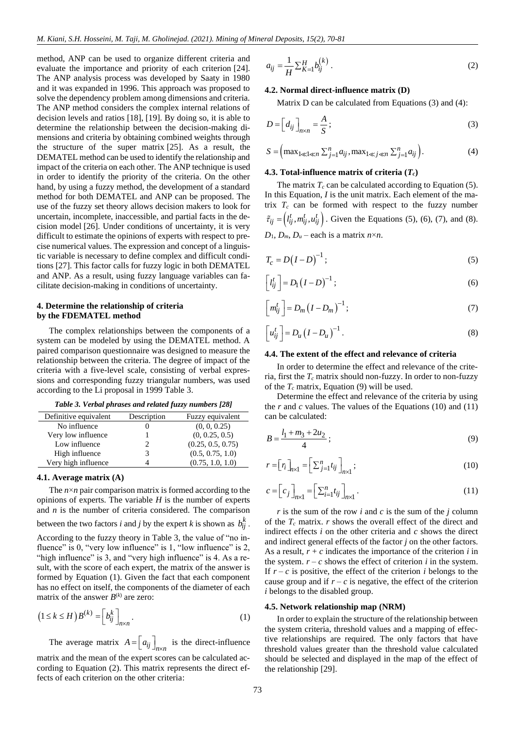method, ANP can be used to organize different criteria and evaluate the importance and priority of each criterion [24]. The ANP analysis process was developed by Saaty in 1980 and it was expanded in 1996. This approach was proposed to solve the dependency problem among dimensions and criteria. The ANP method considers the complex internal relations of decision levels and ratios [18], [19]. By doing so, it is able to determine the relationship between the decision-making dimensions and criteria by obtaining combined weights through the structure of the super matrix [25]. As a result, the DEMATEL method can be used to identify the relationship and impact of the criteria on each other. The ANP technique is used in order to identify the priority of the criteria. On the other hand, by using a fuzzy method, the development of a standard method for both DEMATEL and ANP can be proposed. The use of the fuzzy set theory allows decision makers to look for uncertain, incomplete, inaccessible, and partial facts in the decision model [26]. Under conditions of uncertainty, it is very difficult to estimate the opinions of experts with respect to precise numerical values. The expression and concept of a linguistic variable is necessary to define complex and difficult conditions [27]. This factor calls for fuzzy logic in both DEMATEL and ANP. As a result, using fuzzy language variables can facilitate decision-making in conditions of uncertainty.

## 4. Determine the relationship of criteria by the FDEMATEL method

The complex relationships between the components of a system can be modeled by using the DEMATEL method. A paired comparison questionnaire was designed to measure the relationship between the criteria. The degree of impact of the criteria with a five-level scale, consisting of verbal expressions and corresponding fuzzy triangular numbers, was used according to the Li proposal in 1999 Table 3.

*Table 3. Verbal phrases and related fuzzy numbers [28]*

| Definitive equivalent | Description | Fuzzy equivalent |
|---|---|---|
| No influence | 0 | (0, 0, 0.25) |
| Very low influence | 1 | (0, 0.25, 0.5) |
| Low influence | 2 | (0.25, 0.5, 0.75) |
| High influence | 3 | (0.5, 0.75, 1.0) |
| Very high influence | 4 | (0.75, 1.0, 1.0) |

### 4.1. Average matrix (A)

The $n \times n$ pair comparison matrix is formed according to the opinions of experts. The variable $H$ is the number of experts and $n$ is the number of criteria considered. The comparison between the two factors $i$ and $j$ by the expert $k$ is shown as $b_{ij}^{k}$. According to the fuzzy theory in Table 3, the value of "no influence" is 0, "very low influence" is 1, "low influence" is 2, "high influence" is 3, and "very high influence" is 4. As a result, with the score of each expert, the matrix of the answer is formed by Equation (1). Given the fact that each component has no effect on itself, the components of the diameter of each matrix of the answer $B^{(k)}$ are zero:

$$(1 \le k \le H) B^{(k)} = \left[ b_{ij}^{k} \right]_{n \times n}. \tag{1}$$

The average matrix $A = \left[ a_{ij} \right]_{n \times n}$ is the direct-influence matrix and the mean of the expert scores can be calculated according to Equation (2). This matrix represents the direct effects of each criterion on the other criteria:

$$a_{ij} = \frac{1}{H} \sum_{K=1}^{H} b_{ij}^{(k)}. \tag{2}$$

### 4.2. Normal direct-influence matrix (D)

Matrix D can be calculated from Equations (3) and (4):

$$D = \left[ d_{ij} \right]_{n \times n} = \frac{A}{S}; \tag{3}$$

$$S = \left( \max_{1 \ll 1 \ll n} \sum_{j=1}^{n} a_{ij}, \max_{1 \ll j \ll n} \sum_{j=1}^{n} a_{ij} \right). \tag{4}$$

### 4.3. Total-influence matrix of criteria ($T_c$)

The matrix $T_c$ can be calculated according to Equation (5). In this Equation, $I$ is the unit matrix. Each element of the matrix $T_c$ can be formed with respect to the fuzzy number $\tilde{\tau}_{ij} = \left( l_{ij}^{t}, m_{ij}^{t}, u_{ij}^{t} \right)$. Given the Equations (5), (6), (7), and (8). $D_1$, $D_m$, $D_u$ – each is a matrix $n \times n$.

$$T_c = D(I - D)^{-1}; \tag{5}$$

$$\left[ l_{ij}^{t} \right] = D_1 (I - D)^{-1}; \tag{6}$$

$$\left[ m_{ij}^{t} \right] = D_m (I - D_m)^{-1}; \tag{7}$$

$$\left[ u_{ij}^{t} \right] = D_u (I - D_u)^{-1}. \tag{8}$$

### 4.4. The extent of the effect and relevance of criteria

In order to determine the effect and relevance of the criteria, first the $T_c$ matrix should non-fuzzy. In order to non-fuzzy of the $T_c$ matrix, Equation (9) will be used.

Determine the effect and relevance of the criteria by using the $r$ and $c$ values. The values of the Equations (10) and (11) can be calculated:

$$B = \frac{l_1 + m_3 + 2u_2}{4}; \tag{9}$$

$$r = \left[ r_i \right]_{n \times 1} = \left[ \sum_{j=1}^{n} t_{ij} \right]_{n \times 1}; \tag{10}$$

$$c = \left[ c_j \right]_{n \times 1} = \left[ \sum_{i=1}^{n} t_{ij} \right]_{n \times 1}. \tag{11}$$

$r$ is the sum of the row $i$ and $c$ is the sum of the $j$ column of the $T_c$ matrix. $r$ shows the overall effect of the direct and indirect effects $i$ on the other criteria and $c$ shows the direct and indirect general effects of the factor $j$ on the other factors. As a result, $r + c$ indicates the importance of the criterion $i$ in the system. $r - c$ shows the effect of criterion $i$ in the system. If $r - c$ is positive, the effect of the criterion $i$ belongs to the cause group and if $r - c$ is negative, the effect of the criterion $i$ belongs to the disabled group.

### 4.5. Network relationship map (NRM)

In order to explain the structure of the relationship between the system criteria, threshold values and a mapping of effective relationships are required. The only factors that have threshold values greater than the threshold value calculated should be selected and displayed in the map of the effect of the relationship [29].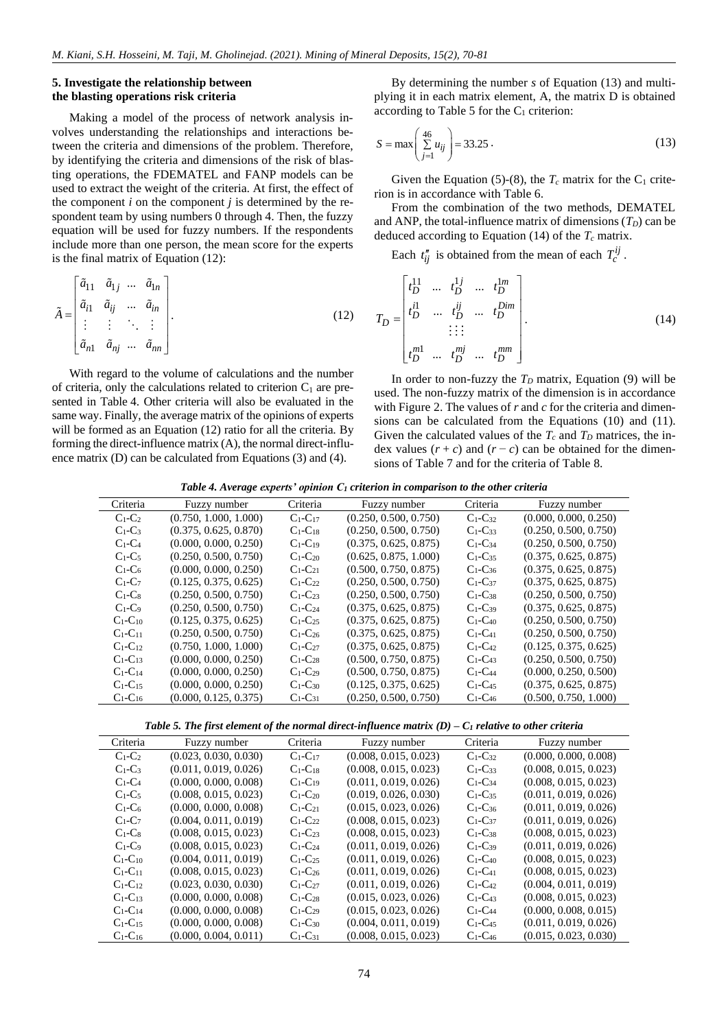## 5. Investigate the relationship between the blasting operations risk criteria

Making a model of the process of network analysis involves understanding the relationships and interactions between the criteria and dimensions of the problem. Therefore, by identifying the criteria and dimensions of the risk of blasting operations, the FDEMATEL and FANP models can be used to extract the weight of the criteria. At first, the effect of the component $i$ on the component $j$ is determined by the respondent team by using numbers 0 through 4. Then, the fuzzy equation will be used for fuzzy numbers. If the respondents include more than one person, the mean score for the experts is the final matrix of Equation (12):

$$\tilde{A} = \begin{bmatrix} \tilde{a}_{11} & \tilde{a}_{1j} & \dots & \tilde{a}_{1n} \\ \tilde{a}_{i1} & \tilde{a}_{ij} & \dots & \tilde{a}_{in} \\ \vdots & \vdots & \ddots & \vdots \\ \tilde{a}_{n1} & \tilde{a}_{nj} & \dots & \tilde{a}_{nn} \end{bmatrix}. \tag{12}$$

With regard to the volume of calculations and the number of criteria, only the calculations related to criterion $C_1$ are presented in Table 4. Other criteria will also be evaluated in the same way. Finally, the average matrix of the opinions of experts will be formed as an Equation (12) ratio for all the criteria. By forming the direct-influence matrix (A), the normal direct-influence matrix (D) can be calculated from Equations (3) and (4).

By determining the number $s$ of Equation (13) and multiplying it in each matrix element, A, the matrix D is obtained according to Table 5 for the $C_1$ criterion:

$$S = \max\left( \sum_{j=1}^{46} u_{ij} \right) = 33.25 . \tag{13}$$

Given the Equation (5)-(8), the $T_c$ matrix for the $C_1$ criterion is in accordance with Table 6.

From the combination of the two methods, DEMATEL and ANP, the total-influence matrix of dimensions ($T_D$) can be deduced according to Equation (14) of the $T_c$ matrix.

Each $t''_{ij}$ is obtained from the mean of each $T_c^{ij}$.

$$T_D = \begin{bmatrix} t_D^{11} & \dots & t_D^{1j} & \dots & t_D^{1m} \\ t_D^{i1} & \dots & t_D^{ij} & \dots & t_D^{Dim} \\ & & \vdots\vdots\vdots & & \\ t_D^{m1} & \dots & t_D^{mj} & \dots & t_D^{mm} \end{bmatrix}. \tag{14}$$

In order to non-fuzzy the $T_D$ matrix, Equation (9) will be used. The non-fuzzy matrix of the dimension is in accordance with Figure 2. The values of $r$ and $c$ for the criteria and dimensions can be calculated from the Equations (10) and (11). Given the calculated values of the $T_c$ and $T_D$ matrices, the index values $(r + c)$ and $(r - c)$ can be obtained for the dimensions of Table 7 and for the criteria of Table 8.

*Table 4. Average experts' opinion $C_1$ criterion in comparison to the other criteria*

| Criteria | Fuzzy number | Criteria | Fuzzy number | Criteria | Fuzzy number |
|---|---|---|---|---|---|
| $C_1$-$C_2$ | (0.750, 1.000, 1.000) | $C_1$-$C_{17}$ | (0.250, 0.500, 0.750) | $C_1$-$C_{32}$ | (0.000, 0.000, 0.250) |
| $C_1$-$C_3$ | (0.375, 0.625, 0.870) | $C_1$-$C_{18}$ | (0.250, 0.500, 0.750) | $C_1$-$C_{33}$ | (0.250, 0.500, 0.750) |
| $C_1$-$C_4$ | (0.000, 0.000, 0.250) | $C_1$-$C_{19}$ | (0.375, 0.625, 0.875) | $C_1$-$C_{34}$ | (0.250, 0.500, 0.750) |
| $C_1$-$C_5$ | (0.250, 0.500, 0.750) | $C_1$-$C_{20}$ | (0.625, 0.875, 1.000) | $C_1$-$C_{35}$ | (0.375, 0.625, 0.875) |
| $C_1$-$C_6$ | (0.000, 0.000, 0.250) | $C_1$-$C_{21}$ | (0.500, 0.750, 0.875) | $C_1$-$C_{36}$ | (0.375, 0.625, 0.875) |
| $C_1$-$C_7$ | (0.125, 0.375, 0.625) | $C_1$-$C_{22}$ | (0.250, 0.500, 0.750) | $C_1$-$C_{37}$ | (0.375, 0.625, 0.875) |
| $C_1$-$C_8$ | (0.250, 0.500, 0.750) | $C_1$-$C_{23}$ | (0.250, 0.500, 0.750) | $C_1$-$C_{38}$ | (0.250, 0.500, 0.750) |
| $C_1$-$C_9$ | (0.250, 0.500, 0.750) | $C_1$-$C_{24}$ | (0.375, 0.625, 0.875) | $C_1$-$C_{39}$ | (0.375, 0.625, 0.875) |
| $C_1$-$C_{10}$ | (0.125, 0.375, 0.625) | $C_1$-$C_{25}$ | (0.375, 0.625, 0.875) | $C_1$-$C_{40}$ | (0.250, 0.500, 0.750) |
| $C_1$-$C_{11}$ | (0.250, 0.500, 0.750) | $C_1$-$C_{26}$ | (0.375, 0.625, 0.875) | $C_1$-$C_{41}$ | (0.250, 0.500, 0.750) |
| $C_1$-$C_{12}$ | (0.750, 1.000, 1.000) | $C_1$-$C_{27}$ | (0.375, 0.625, 0.875) | $C_1$-$C_{42}$ | (0.125, 0.375, 0.625) |
| $C_1$-$C_{13}$ | (0.000, 0.000, 0.250) | $C_1$-$C_{28}$ | (0.500, 0.750, 0.875) | $C_1$-$C_{43}$ | (0.250, 0.500, 0.750) |
| $C_1$-$C_{14}$ | (0.000, 0.000, 0.250) | $C_1$-$C_{29}$ | (0.500, 0.750, 0.875) | $C_1$-$C_{44}$ | (0.000, 0.250, 0.500) |
| $C_1$-$C_{15}$ | (0.000, 0.000, 0.250) | $C_1$-$C_{30}$ | (0.125, 0.375, 0.625) | $C_1$-$C_{45}$ | (0.375, 0.625, 0.875) |
| $C_1$-$C_{16}$ | (0.000, 0.125, 0.375) | $C_1$-$C_{31}$ | (0.250, 0.500, 0.750) | $C_1$-$C_{46}$ | (0.500, 0.750, 1.000) |

*Table 5. The first element of the normal direct-influence matrix (D) – $C_1$ relative to other criteria*

| Criteria | Fuzzy number | Criteria | Fuzzy number | Criteria | Fuzzy number |
|---|---|---|---|---|---|
| $C_1$-$C_2$ | (0.023, 0.030, 0.030) | $C_1$-$C_{17}$ | (0.008, 0.015, 0.023) | $C_1$-$C_{32}$ | (0.000, 0.000, 0.008) |
| $C_1$-$C_3$ | (0.011, 0.019, 0.026) | $C_1$-$C_{18}$ | (0.008, 0.015, 0.023) | $C_1$-$C_{33}$ | (0.008, 0.015, 0.023) |
| $C_1$-$C_4$ | (0.000, 0.000, 0.008) | $C_1$-$C_{19}$ | (0.011, 0.019, 0.026) | $C_1$-$C_{34}$ | (0.008, 0.015, 0.023) |
| $C_1$-$C_5$ | (0.008, 0.015, 0.023) | $C_1$-$C_{20}$ | (0.019, 0.026, 0.030) | $C_1$-$C_{35}$ | (0.011, 0.019, 0.026) |
| $C_1$-$C_6$ | (0.000, 0.000, 0.008) | $C_1$-$C_{21}$ | (0.015, 0.023, 0.026) | $C_1$-$C_{36}$ | (0.011, 0.019, 0.026) |
| $C_1$-$C_7$ | (0.004, 0.011, 0.019) | $C_1$-$C_{22}$ | (0.008, 0.015, 0.023) | $C_1$-$C_{37}$ | (0.011, 0.019, 0.026) |
| $C_1$-$C_8$ | (0.008, 0.015, 0.023) | $C_1$-$C_{23}$ | (0.008, 0.015, 0.023) | $C_1$-$C_{38}$ | (0.008, 0.015, 0.023) |
| $C_1$-$C_9$ | (0.008, 0.015, 0.023) | $C_1$-$C_{24}$ | (0.011, 0.019, 0.026) | $C_1$-$C_{39}$ | (0.011, 0.019, 0.026) |
| $C_1$-$C_{10}$ | (0.004, 0.011, 0.019) | $C_1$-$C_{25}$ | (0.011, 0.019, 0.026) | $C_1$-$C_{40}$ | (0.008, 0.015, 0.023) |
| $C_1$-$C_{11}$ | (0.008, 0.015, 0.023) | $C_1$-$C_{26}$ | (0.011, 0.019, 0.026) | $C_1$-$C_{41}$ | (0.008, 0.015, 0.023) |
| $C_1$-$C_{12}$ | (0.023, 0.030, 0.030) | $C_1$-$C_{27}$ | (0.011, 0.019, 0.026) | $C_1$-$C_{42}$ | (0.004, 0.011, 0.019) |
| $C_1$-$C_{13}$ | (0.000, 0.000, 0.008) | $C_1$-$C_{28}$ | (0.015, 0.023, 0.026) | $C_1$-$C_{43}$ | (0.008, 0.015, 0.023) |
| $C_1$-$C_{14}$ | (0.000, 0.000, 0.008) | $C_1$-$C_{29}$ | (0.015, 0.023, 0.026) | $C_1$-$C_{44}$ | (0.000, 0.008, 0.015) |
| $C_1$-$C_{15}$ | (0.000, 0.000, 0.008) | $C_1$-$C_{30}$ | (0.004, 0.011, 0.019) | $C_1$-$C_{45}$ | (0.011, 0.019, 0.026) |
| $C_1$-$C_{16}$ | (0.000, 0.004, 0.011) | $C_1$-$C_{31}$ | (0.008, 0.015, 0.023) | $C_1$-$C_{46}$ | (0.015, 0.023, 0.030) |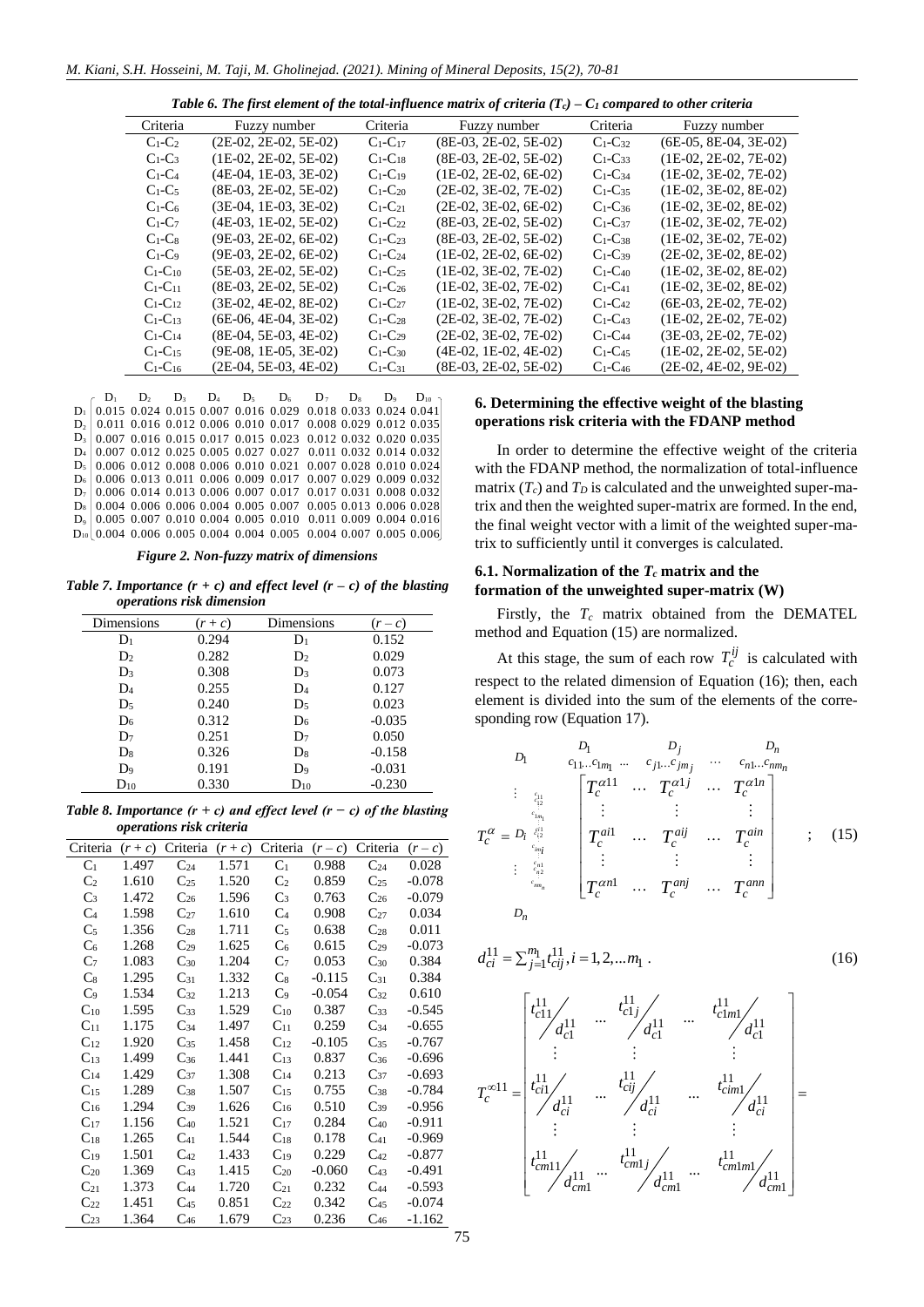*Table 6. The first element of the total-influence matrix of criteria ($T_c$) – $C_1$ compared to other criteria*

| Criteria | Fuzzy number | Criteria | Fuzzy number | Criteria | Fuzzy number |
|---|---|---|---|---|---|
| $C_1$-$C_2$ | (2E-02, 2E-02, 5E-02) | $C_1$-$C_{17}$ | (8E-03, 2E-02, 5E-02) | $C_1$-$C_{32}$ | (6E-05, 8E-04, 3E-02) |
| $C_1$-$C_3$ | (1E-02, 2E-02, 5E-02) | $C_1$-$C_{18}$ | (8E-03, 2E-02, 5E-02) | $C_1$-$C_{33}$ | (1E-02, 2E-02, 7E-02) |
| $C_1$-$C_4$ | (4E-04, 1E-03, 3E-02) | $C_1$-$C_{19}$ | (1E-02, 2E-02, 6E-02) | $C_1$-$C_{34}$ | (1E-02, 3E-02, 7E-02) |
| $C_1$-$C_5$ | (8E-03, 2E-02, 5E-02) | $C_1$-$C_{20}$ | (2E-02, 3E-02, 7E-02) | $C_1$-$C_{35}$ | (1E-02, 3E-02, 8E-02) |
| $C_1$-$C_6$ | (3E-04, 1E-03, 3E-02) | $C_1$-$C_{21}$ | (2E-02, 3E-02, 6E-02) | $C_1$-$C_{36}$ | (1E-02, 3E-02, 8E-02) |
| $C_1$-$C_7$ | (4E-03, 1E-02, 5E-02) | $C_1$-$C_{22}$ | (8E-03, 2E-02, 5E-02) | $C_1$-$C_{37}$ | (1E-02, 3E-02, 7E-02) |
| $C_1$-$C_8$ | (9E-03, 2E-02, 6E-02) | $C_1$-$C_{23}$ | (8E-03, 2E-02, 5E-02) | $C_1$-$C_{38}$ | (1E-02, 3E-02, 7E-02) |
| $C_1$-$C_9$ | (9E-03, 2E-02, 6E-02) | $C_1$-$C_{24}$ | (1E-02, 2E-02, 6E-02) | $C_1$-$C_{39}$ | (2E-02, 3E-02, 8E-02) |
| $C_1$-$C_{10}$ | (5E-03, 2E-02, 5E-02) | $C_1$-$C_{25}$ | (1E-02, 3E-02, 7E-02) | $C_1$-$C_{40}$ | (1E-02, 3E-02, 8E-02) |
| $C_1$-$C_{11}$ | (8E-03, 2E-02, 5E-02) | $C_1$-$C_{26}$ | (1E-02, 3E-02, 7E-02) | $C_1$-$C_{41}$ | (1E-02, 3E-02, 8E-02) |
| $C_1$-$C_{12}$ | (3E-02, 4E-02, 8E-02) | $C_1$-$C_{27}$ | (1E-02, 3E-02, 7E-02) | $C_1$-$C_{42}$ | (6E-03, 2E-02, 7E-02) |
| $C_1$-$C_{13}$ | (6E-06, 4E-04, 3E-02) | $C_1$-$C_{28}$ | (2E-02, 3E-02, 7E-02) | $C_1$-$C_{43}$ | (1E-02, 2E-02, 7E-02) |
| $C_1$-$C_{14}$ | (8E-04, 5E-03, 4E-02) | $C_1$-$C_{29}$ | (2E-02, 3E-02, 7E-02) | $C_1$-$C_{44}$ | (3E-03, 2E-02, 7E-02) |
| $C_1$-$C_{15}$ | (9E-08, 1E-05, 3E-02) | $C_1$-$C_{30}$ | (4E-02, 1E-02, 4E-02) | $C_1$-$C_{45}$ | (1E-02, 2E-02, 5E-02) |
| $C_1$-$C_{16}$ | (2E-04, 5E-03, 4E-02) | $C_1$-$C_{31}$ | (8E-03, 2E-02, 5E-02) | $C_1$-$C_{46}$ | (2E-02, 4E-02, 9E-02) |

| | $D_1$ | $D_2$ | $D_3$ | $D_4$ | $D_5$ | $D_6$ | $D_7$ | $D_8$ | $D_9$ | $D_{10}$ |
|---|---|---|---|---|---|---|---|---|---|---|
| $D_1$ | 0.015 | 0.024 | 0.015 | 0.007 | 0.016 | 0.029 | 0.018 | 0.033 | 0.024 | 0.041 |
| $D_2$ | 0.011 | 0.016 | 0.012 | 0.006 | 0.010 | 0.017 | 0.008 | 0.029 | 0.012 | 0.035 |
| $D_3$ | 0.007 | 0.016 | 0.015 | 0.017 | 0.015 | 0.023 | 0.012 | 0.032 | 0.020 | 0.035 |
| $D_4$ | 0.007 | 0.012 | 0.025 | 0.005 | 0.027 | 0.027 | 0.011 | 0.032 | 0.014 | 0.032 |
| $D_5$ | 0.006 | 0.012 | 0.008 | 0.006 | 0.010 | 0.021 | 0.007 | 0.028 | 0.010 | 0.024 |
| $D_6$ | 0.006 | 0.013 | 0.011 | 0.006 | 0.009 | 0.017 | 0.007 | 0.029 | 0.009 | 0.032 |
| $D_7$ | 0.006 | 0.014 | 0.013 | 0.006 | 0.007 | 0.017 | 0.017 | 0.031 | 0.008 | 0.032 |
| $D_8$ | 0.004 | 0.006 | 0.006 | 0.004 | 0.005 | 0.007 | 0.005 | 0.013 | 0.006 | 0.028 |
| $D_9$ | 0.005 | 0.007 | 0.010 | 0.006 | 0.005 | 0.010 | 0.011 | 0.009 | 0.004 | 0.016 |
| $D_{10}$ | 0.004 | 0.006 | 0.005 | 0.004 | 0.004 | 0.005 | 0.004 | 0.007 | 0.005 | 0.006 |

*Figure 2. Non-fuzzy matrix of dimensions*

*Table 7. Importance $(r + c)$ and effect level $(r – c)$ of the blasting operations risk dimension*

| Dimensions | $(r + c)$ | Dimensions | $(r – c)$ |
|---|---|---|---|
| $D_1$ | 0.294 | $D_1$ | 0.152 |
| $D_2$ | 0.282 | $D_2$ | 0.029 |
| $D_3$ | 0.308 | $D_3$ | 0.073 |
| $D_4$ | 0.255 | $D_4$ | 0.127 |
| $D_5$ | 0.240 | $D_5$ | 0.023 |
| $D_6$ | 0.312 | $D_6$ | -0.035 |
| $D_7$ | 0.251 | $D_7$ | 0.050 |
| $D_8$ | 0.326 | $D_8$ | -0.158 |
| $D_9$ | 0.191 | $D_9$ | -0.031 |
| $D_{10}$ | 0.330 | $D_{10}$ | -0.230 |

*Table 8. Importance $(r + c)$ and effect level $(r − c)$ of the blasting operations risk criteria*

| Criteria | $(r + c)$ | Criteria | $(r + c)$ | Criteria | $(r – c)$ | Criteria | $(r – c)$ |
|---|---|---|---|---|---|---|---|
| $C_1$ | 1.497 | $C_{24}$ | 1.571 | $C_1$ | 0.988 | $C_{24}$ | 0.028 |
| $C_2$ | 1.610 | $C_{25}$ | 1.520 | $C_2$ | 0.859 | $C_{25}$ | -0.078 |
| $C_3$ | 1.472 | $C_{26}$ | 1.596 | $C_3$ | 0.763 | $C_{26}$ | -0.079 |
| $C_4$ | 1.598 | $C_{27}$ | 1.610 | $C_4$ | 0.908 | $C_{27}$ | 0.034 |
| $C_5$ | 1.356 | $C_{28}$ | 1.711 | $C_5$ | 0.638 | $C_{28}$ | 0.011 |
| $C_6$ | 1.268 | $C_{29}$ | 1.625 | $C_6$ | 0.615 | $C_{29}$ | -0.073 |
| $C_7$ | 1.083 | $C_{30}$ | 1.204 | $C_7$ | 0.053 | $C_{30}$ | 0.384 |
| $C_8$ | 1.295 | $C_{31}$ | 1.332 | $C_8$ | -0.115 | $C_{31}$ | 0.384 |
| $C_9$ | 1.534 | $C_{32}$ | 1.213 | $C_9$ | -0.054 | $C_{32}$ | 0.610 |
| $C_{10}$ | 1.595 | $C_{33}$ | 1.529 | $C_{10}$ | 0.387 | $C_{33}$ | -0.545 |
| $C_{11}$ | 1.175 | $C_{34}$ | 1.497 | $C_{11}$ | 0.259 | $C_{34}$ | -0.655 |
| $C_{12}$ | 1.920 | $C_{35}$ | 1.458 | $C_{12}$ | -0.105 | $C_{35}$ | -0.767 |
| $C_{13}$ | 1.499 | $C_{36}$ | 1.441 | $C_{13}$ | 0.837 | $C_{36}$ | -0.696 |
| $C_{14}$ | 1.429 | $C_{37}$ | 1.308 | $C_{14}$ | 0.213 | $C_{37}$ | -0.693 |
| $C_{15}$ | 1.289 | $C_{38}$ | 1.507 | $C_{15}$ | 0.755 | $C_{38}$ | -0.784 |
| $C_{16}$ | 1.294 | $C_{39}$ | 1.626 | $C_{16}$ | 0.510 | $C_{39}$ | -0.956 |
| $C_{17}$ | 1.156 | $C_{40}$ | 1.521 | $C_{17}$ | 0.284 | $C_{40}$ | -0.911 |
| $C_{18}$ | 1.265 | $C_{41}$ | 1.544 | $C_{18}$ | 0.178 | $C_{41}$ | -0.969 |
| $C_{19}$ | 1.501 | $C_{42}$ | 1.433 | $C_{19}$ | 0.229 | $C_{42}$ | -0.877 |
| $C_{20}$ | 1.369 | $C_{43}$ | 1.415 | $C_{20}$ | -0.060 | $C_{43}$ | -0.491 |
| $C_{21}$ | 1.373 | $C_{44}$ | 1.720 | $C_{21}$ | 0.232 | $C_{44}$ | -0.593 |
| $C_{22}$ | 1.451 | $C_{45}$ | 0.851 | $C_{22}$ | 0.342 | $C_{45}$ | -0.074 |
| $C_{23}$ | 1.364 | $C_{46}$ | 1.679 | $C_{23}$ | 0.236 | $C_{46}$ | -1.162 |

## 6. Determining the effective weight of the blasting operations risk criteria with the FDANP method

In order to determine the effective weight of the criteria with the FDANP method, the normalization of total-influence matrix ($T_c$) and $T_D$ is calculated and the unweighted super-matrix and then the weighted super-matrix are formed. In the end, the final weight vector with a limit of the weighted super-matrix to sufficiently until it converges is calculated.

### 6.1. Normalization of the $T_c$ matrix and the formation of the unweighted super-matrix (W)

Firstly, the $T_c$ matrix obtained from the DEMATEL method and Equation (15) are normalized.

At this stage, the sum of each row $T_c^{ij}$ is calculated with respect to the related dimension of Equation (16); then, each element is divided into the sum of the elements of the corresponding row (Equation 17).

$$T_c^{\alpha} = \begin{array}{c} D_1 \\ \vdots \\ D_i \\ \vdots \\ D_n \end{array} \overset{\begin{array}{ccccc} D_1 & & D_j & & D_n \\ c_{11}\ldots c_{1m_1} & \cdots & c_{j1}\ldots c_{jm_j} & \cdots & c_{n1}\ldots c_{nm_n} \end{array}}{\begin{bmatrix} T_c^{\alpha 11} & \cdots & T_c^{\alpha 1j} & \cdots & T_c^{\alpha 1n} \\ \vdots & & \vdots & & \vdots \\ T_c^{ai1} & \cdots & T_c^{aij} & \cdots & T_c^{ain} \\ \vdots & & \vdots & & \vdots \\ T_c^{\alpha n1} & \cdots & T_c^{anj} & \cdots & T_c^{ann} \end{bmatrix}} \quad ; \tag{15}$$

$$d_{ci}^{11} = \sum\nolimits_{j=1}^{m_1} t_{cij}^{11}, i = 1, 2, \ldots m_1 \,. \tag{16}$$

$$T_c^{\infty 11} = \begin{bmatrix} t_{c11}^{11}/d_{c1}^{11} & \cdots & t_{c1j}^{11}/d_{c1}^{11} & \cdots & t_{c1m1}^{11}/d_{c1}^{11} \\ \vdots & & \vdots & & \vdots \\ t_{ci1}^{11}/d_{ci}^{11} & \cdots & t_{cij}^{11}/d_{ci}^{11} & \cdots & t_{cim1}^{11}/d_{ci}^{11} \\ \vdots & & \vdots & & \vdots \\ t_{cm11}^{11}/d_{cm1}^{11} & \cdots & t_{cm1j}^{11}/d_{cm1}^{11} & \cdots & t_{cm1m1}^{11}/d_{cm1}^{11} \end{bmatrix} =$$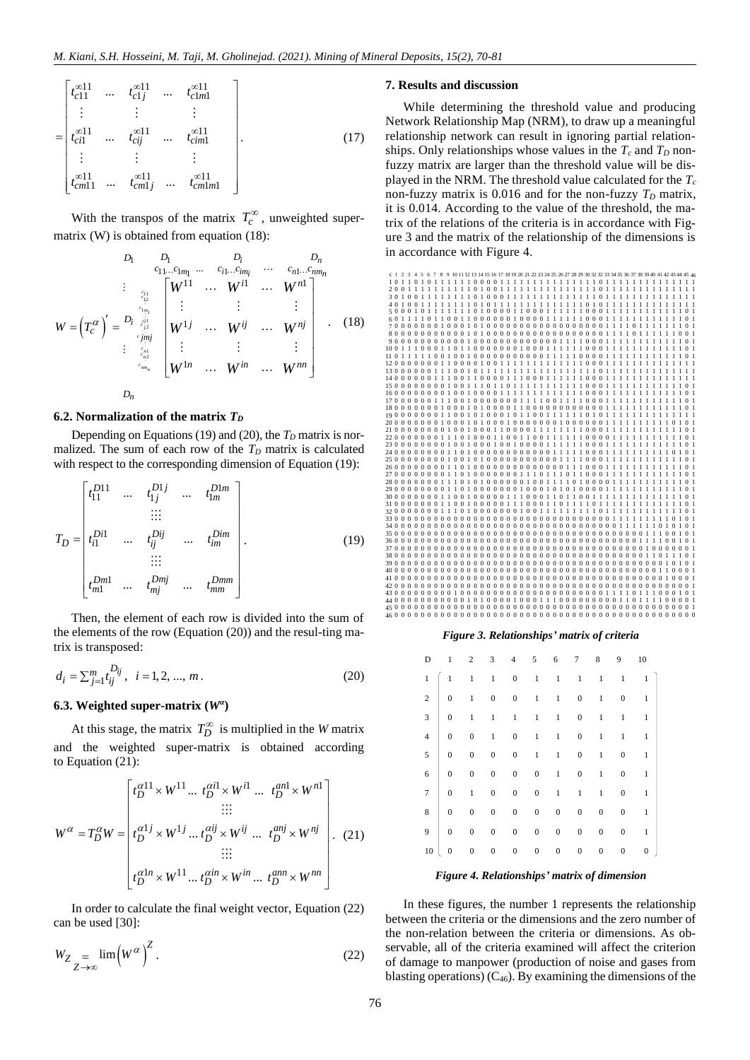$$
= \begin{bmatrix} t_{c11}^{\infty 11} & \dots & t_{c1j}^{\infty 11} & \dots & t_{c1m1}^{\infty 11} \\ \vdots & & \vdots & & \vdots \\ t_{ci1}^{\infty 11} & \dots & t_{cij}^{\infty 11} & \dots & t_{cim1}^{\infty 11} \\ \vdots & & \vdots & & \vdots \\ t_{cm11}^{\infty 11} & \dots & t_{cm1j}^{\infty 11} & \dots & t_{cm1m1}^{\infty 11} \end{bmatrix}. \tag{17}
$$

With the transpos of the matrix $T_c^{\infty}$, unweighted super-matrix (W) is obtained from equation (18):

$$
W = \left(T_c^{\alpha}\right)' = \begin{array}{c} \\ \vdots \\ D_i \\ \vdots \\ \\ \end{array} \begin{array}{c} \\ c_{11} \\ c_{12} \\ c_{1m_1} \\ c_{i1} \\ c_{i2} \\ c_{jmj} \\ c_{n1} \\ c_{n2} \\ c_{nm_n} \end{array} \overset{\begin{array}{cccc} D_1 & D_i & \dots & D_n \\ c_{11}\dots c_{1m_1} & c_{i1}\dots c_{im_i} & \dots & c_{n1}\dots c_{nm_n} \end{array}}{\begin{bmatrix} W^{11} & \dots & W^{i1} & \dots & W^{n1} \\ \vdots & & \vdots & & \vdots \\ W^{1j} & \dots & W^{ij} & \dots & W^{nj} \\ \vdots & & \vdots & & \vdots \\ W^{1n} & \dots & W^{in} & \dots & W^{nn} \end{bmatrix}}. \tag{18}
$$

$D_n$

### 6.2. Normalization of the matrix $T_D$

Depending on Equations (19) and (20), the $T_D$ matrix is normalized. The sum of each row of the $T_D$ matrix is calculated with respect to the corresponding dimension of Equation (19):

$$
T_D = \begin{bmatrix} t_{11}^{D11} & \dots & t_{1j}^{D1j} & \dots & t_{1m}^{D1m} \\ & & \vdots & & \\ t_{i1}^{Di1} & \dots & t_{ij}^{Dij} & \dots & t_{im}^{Dim} \\ & & \vdots & & \\ t_{m1}^{Dm1} & \dots & t_{mj}^{Dmj} & \dots & t_{mm}^{Dmm} \end{bmatrix}. \tag{19}
$$

Then, the element of each row is divided into the sum of the elements of the row (Equation (20)) and the resul-ting matrix is transposed:

$$
d_i = \sum_{j=1}^{m} t_{ij}^{D_{ij}}, \quad i = 1, 2, ..., m. \tag{20}
$$

### 6.3. Weighted super-matrix ($W^{\alpha}$)

At this stage, the matrix $T_D^{\infty}$ is multiplied in the $W$ matrix and the weighted super-matrix is obtained according to Equation (21):

$$
W^{\alpha} = T_D^{\alpha} W = \begin{bmatrix} t_D^{\alpha 11} \times W^{11} \dots t_D^{\alpha i1} \times W^{i1} \dots t_D^{\alpha n1} \times W^{n1} \\ \vdots \\ t_D^{\alpha 1j} \times W^{1j} \dots t_D^{\alpha ij} \times W^{ij} \dots t_D^{\alpha nj} \times W^{nj} \\ \vdots \\ t_D^{\alpha 1n} \times W^{11} \dots t_D^{\alpha in} \times W^{in} \dots t_D^{\alpha nn} \times W^{nn} \end{bmatrix}. \tag{21}
$$

In order to calculate the final weight vector, Equation (22) can be used [30]:

$$
W_Z = \lim_{Z \to \infty} \left(W^{\alpha}\right)^Z. \tag{22}
$$

## 7. Results and discussion

While determining the threshold value and producing Network Relationship Map (NRM), to draw up a meaningful relationship network can result in ignoring partial relationships. Only relationships whose values in the $T_c$ and $T_D$ non-fuzzy matrix are larger than the threshold value will be displayed in the NRM. The threshold value calculated for the $T_c$ non-fuzzy matrix is 0.016 and for the non-fuzzy $T_D$ matrix, it is 0.014. According to the value of the threshold, the matrix of the relations of the criteria is in accordance with Figure 3 and the matrix of the relationship of the dimensions is in accordance with Figure 4.

| C | 1 | 2 | 3 | 4 | 5 | 6 | 7 | 8 | 9 | 10 | 11 | 12 | 13 | 14 | 15 | 16 | 17 | 18 | 19 | 20 | 21 | 22 | 23 | 24 | 25 | 26 | 27 | 28 | 29 | 30 | 31 | 32 | 33 | 34 | 35 | 36 | 37 | 38 | 39 | 40 | 41 | 42 | 43 | 44 | 45 | 46 |
|---|---|---|---|---|---|---|---|---|---|---|---|---|---|---|---|---|---|---|---|---|---|---|---|---|---|---|---|---|---|---|---|---|---|---|---|---|---|---|---|---|---|---|---|---|---|---|
| 1 | 0 | 1 | 1 | 0 | 1 | 0 | 1 | 1 | 1 | 1 | 1 | 1 | 0 | 0 | 0 | 1 | 1 | 1 | 1 | 1 | 1 | 1 | 1 | 1 | 1 | 1 | 1 | 1 | 1 | 1 | 1 | 1 | 0 | 1 | 1 | 1 | 1 | 1 | 1 | 1 | 1 | 1 | 1 | 1 | 1 | 1 |
| 2 | 0 | 0 | 1 | 1 | 1 | 1 | 1 | 1 | 1 | 1 | 1 | 1 | 0 | 1 | 0 | 0 | 1 | 1 | 1 | 1 | 1 | 1 | 1 | 1 | 1 | 1 | 1 | 1 | 1 | 1 | 1 | 1 | 0 | 1 | 1 | 1 | 1 | 1 | 1 | 1 | 1 | 1 | 1 | 1 | 1 | 1 |
| 3 | 0 | 1 | 0 | 0 | 1 | 1 | 1 | 1 | 1 | 1 | 1 | 1 | 0 | 1 | 0 | 0 | 0 | 1 | 1 | 1 | 1 | 1 | 1 | 1 | 1 | 1 | 1 | 1 | 1 | 1 | 1 | 1 | 0 | 1 | 1 | 1 | 1 | 1 | 1 | 1 | 1 | 1 | 1 | 1 | 1 | 1 |
| 4 | 0 | 1 | 0 | 0 | 1 | 1 | 1 | 1 | 1 | 1 | 1 | 1 | 0 | 1 | 0 | 1 | 1 | 1 | 1 | 1 | 1 | 1 | 1 | 1 | 1 | 1 | 1 | 1 | 1 | 1 | 0 | 1 | 0 | 1 | 1 | 1 | 1 | 1 | 1 | 1 | 1 | 1 | 1 | 1 | 1 | 1 |
| 5 | 0 | 0 | 0 | 1 | 0 | 1 | 1 | 1 | 1 | 1 | 1 | 1 | 0 | 1 | 0 | 0 | 0 | 0 | 1 | 1 | 0 | 0 | 0 | 1 | 1 | 1 | 1 | 1 | 0 | 0 | 0 | 1 | 1 | 1 | 1 | 1 | 1 | 1 | 1 | 1 | 1 | 1 | 1 | 1 | 0 | 1 |
| 6 | 0 | 1 | 1 | 1 | 1 | 0 | 1 | 1 | 0 | 0 | 1 | 1 | 0 | 0 | 0 | 0 | 1 | 0 | 0 | 0 | 0 | 1 | 1 | 1 | 1 | 1 | 0 | 0 | 0 | 1 | 1 | 1 | 1 | 1 | 1 | 1 | 1 | 1 | 1 | 1 | 1 | 1 | 1 | 1 | 0 | 1 |
| 7 | 0 | 0 | 0 | 0 | 0 | 0 | 0 | 1 | 0 | 0 | 0 | 1 | 0 | 1 | 0 | 0 | 0 | 0 | 0 | 0 | 0 | 0 | 0 | 0 | 0 | 0 | 0 | 0 | 0 | 0 | 0 | 1 | 0 | 1 | 1 | 1 | 1 | 1 | 1 | 1 | 1 | 1 | 1 | 1 | 0 | 1 |
| 8 | 0 | 0 | 0 | 0 | 0 | 0 | 0 | 0 | 0 | 0 | 0 | 1 | 0 | 1 | 0 | 0 | 0 | 0 | 0 | 0 | 0 | 0 | 0 | 0 | 0 | 0 | 0 | 0 | 0 | 0 | 0 | 1 | 1 | 1 | 1 | 1 | 0 | 1 | 1 | 1 | 1 | 1 | 1 | 0 | 0 | 1 |
| 9 | 0 | 0 | 0 | 0 | 0 | 0 | 0 | 0 | 0 | 0 | 0 | 0 | 1 | 0 | 0 | 0 | 0 | 0 | 0 | 0 | 0 | 0 | 0 | 0 | 0 | 0 | 0 | 0 | 0 | 1 | 1 | 0 | 0 | 0 | 1 | 1 | 1 | 1 | 1 | 1 | 1 | 1 | 1 | 1 | 0 | 1 |
| 10 | 0 | 1 | 1 | 1 | 0 | 0 | 0 | 1 | 1 | 0 | 1 | 1 | 0 | 0 | 0 | 0 | 0 | 0 | 1 | 0 | 0 | 0 | 1 | 1 | 1 | 1 | 1 | 0 | 0 | 0 | 1 | 1 | 1 | 1 | 1 | 1 | 1 | 1 | 1 | 1 | 1 | 1 | 1 | 1 | 0 | 1 |
| 11 | 0 | 1 | 1 | 1 | 1 | 1 | 0 | 0 | 1 | 0 | 0 | 0 | 1 | 0 | 0 | 0 | 0 | 0 | 0 | 0 | 0 | 0 | 0 | 0 | 0 | 0 | 0 | 1 | 1 | 1 | 1 | 1 | 0 | 1 | 1 | 1 | 1 | 1 | 1 | 1 | 1 | 1 | 1 | 1 | 0 | 1 |
| 12 | 0 | 0 | 0 | 0 | 0 | 0 | 1 | 1 | 0 | 0 | 0 | 0 | 1 | 0 | 0 | 1 | 1 | 0 | 1 | 1 | 1 | 1 | 1 | 1 | 1 | 1 | 1 | 1 | 1 | 0 | 0 | 0 | 1 | 1 | 1 | 1 | 1 | 1 | 1 | 1 | 1 | 1 | 1 | 1 | 0 | 1 |
| 13 | 0 | 0 | 0 | 0 | 0 | 0 | 1 | 1 | 1 | 0 | 0 | 1 | 0 | 1 | 1 | 1 | 1 | 1 | 1 | 1 | 1 | 1 | 1 | 1 | 1 | 1 | 1 | 1 | 1 | 1 | 1 | 0 | 1 | 1 | 1 | 1 | 1 | 1 | 1 | 1 | 1 | 1 | 1 | 1 | 1 | 1 |
| 14 | 0 | 0 | 0 | 0 | 0 | 0 | 1 | 1 | 1 | 0 | 0 | 1 | 1 | 0 | 0 | 0 | 0 | 1 | 1 | 1 | 0 | 0 | 0 | 1 | 1 | 1 | 1 | 1 | 0 | 0 | 0 | 1 | 1 | 1 | 1 | 1 | 1 | 1 | 1 | 1 | 1 | 1 | 1 | 1 | 1 | 1 |
| 15 | 0 | 0 | 0 | 0 | 0 | 0 | 0 | 0 | 0 | 1 | 0 | 0 | 1 | 1 | 1 | 0 | 1 | 1 | 0 | 1 | 1 | 1 | 1 | 1 | 1 | 1 | 1 | 1 | 1 | 1 | 1 | 1 | 0 | 0 | 0 | 1 | 1 | 1 | 1 | 1 | 1 | 1 | 1 | 1 | 0 | 1 |
| 16 | 0 | 0 | 0 | 0 | 0 | 0 | 0 | 1 | 0 | 0 | 1 | 0 | 0 | 0 | 0 | 1 | 1 | 1 | 1 | 1 | 1 | 1 | 1 | 1 | 1 | 1 | 1 | 1 | 1 | 1 | 0 | 0 | 0 | 1 | 1 | 1 | 1 | 1 | 1 | 1 | 1 | 1 | 1 | 1 | 0 | 1 |
| 17 | 0 | 0 | 0 | 0 | 0 | 0 | 1 | 1 | 1 | 0 | 0 | 1 | 0 | 0 | 0 | 0 | 0 | 0 | 0 | 1 | 1 | 1 | 1 | 0 | 0 | 1 | 1 | 1 | 1 | 1 | 0 | 0 | 0 | 1 | 1 | 1 | 1 | 1 | 1 | 1 | 1 | 1 | 1 | 1 | 0 | 1 |
| 18 | 0 | 0 | 0 | 0 | 0 | 0 | 0 | 1 | 0 | 0 | 0 | 1 | 0 | 1 | 0 | 0 | 0 | 0 | 0 | 1 | 1 | 0 | 0 | 0 | 0 | 0 | 0 | 0 | 0 | 0 | 0 | 0 | 0 | 1 | 1 | 1 | 1 | 1 | 1 | 1 | 1 | 1 | 1 | 1 | 0 | 1 |
| 19 | 0 | 0 | 0 | 0 | 0 | 0 | 0 | 1 | 0 | 0 | 1 | 0 | 0 | 0 | 1 | 0 | 0 | 0 | 1 | 0 | 1 | 1 | 1 | 1 | 1 | 1 | 1 | 1 | 1 | 0 | 0 | 1 | 1 | 1 | 1 | 1 | 1 | 1 | 1 | 1 | 1 | 1 | 1 | 1 | 0 | 1 |
| 20 | 0 | 0 | 0 | 0 | 0 | 0 | 0 | 1 | 0 | 0 | 0 | 1 | 0 | 0 | 0 | 1 | 0 | 0 | 0 | 0 | 0 | 0 | 0 | 0 | 1 | 0 | 0 | 0 | 0 | 0 | 0 | 0 | 1 | 1 | 1 | 1 | 1 | 1 | 1 | 1 | 1 | 1 | 0 | 1 | 0 | 1 |
| 21 | 0 | 0 | 0 | 0 | 0 | 0 | 0 | 1 | 0 | 0 | 0 | 1 | 0 | 0 | 0 | 1 | 1 | 0 | 0 | 0 | 0 | 1 | 1 | 1 | 1 | 1 | 1 | 1 | 1 | 1 | 0 | 0 | 0 | 1 | 1 | 1 | 1 | 1 | 1 | 1 | 1 | 1 | 1 | 1 | 0 | 1 |
| 22 | 0 | 0 | 0 | 0 | 0 | 0 | 0 | 1 | 1 | 1 | 0 | 1 | 0 | 0 | 0 | 1 | 1 | 0 | 0 | 1 | 1 | 0 | 0 | 1 | 1 | 1 | 1 | 1 | 1 | 1 | 0 | 0 | 0 | 1 | 1 | 1 | 1 | 1 | 1 | 1 | 1 | 1 | 1 | 1 | 0 | 1 |
| 23 | 0 | 0 | 0 | 0 | 0 | 0 | 0 | 1 | 0 | 0 | 1 | 0 | 0 | 0 | 1 | 0 | 0 | 0 | 0 | 0 | 0 | 0 | 0 | 1 | 1 | 1 | 1 | 1 | 1 | 1 | 0 | 0 | 0 | 1 | 1 | 1 | 1 | 1 | 1 | 1 | 1 | 1 | 1 | 1 | 0 | 1 |
| 24 | 0 | 0 | 0 | 0 | 0 | 0 | 0 | 1 | 1 | 0 | 1 | 0 | 0 | 0 | 0 | 0 | 0 | 0 | 0 | 0 | 0 | 0 | 0 | 0 | 1 | 1 | 1 | 1 | 1 | 0 | 0 | 0 | 1 | 1 | 1 | 1 | 1 | 1 | 1 | 1 | 1 | 1 | 0 | 1 | 0 | 1 |
| 25 | 0 | 0 | 0 | 0 | 0 | 0 | 0 | 1 | 0 | 0 | 1 | 0 | 1 | 0 | 0 | 0 | 0 | 0 | 0 | 0 | 0 | 0 | 0 | 0 | 1 | 1 | 1 | 1 | 1 | 0 | 0 | 0 | 1 | 1 | 1 | 1 | 1 | 1 | 1 | 1 | 1 | 1 | 1 | 1 | 0 | 1 |
| 26 | 0 | 0 | 0 | 0 | 0 | 0 | 0 | 1 | 1 | 0 | 0 | 1 | 0 | 0 | 0 | 0 | 0 | 0 | 0 | 0 | 0 | 0 | 0 | 0 | 0 | 0 | 0 | 0 | 1 | 1 | 0 | 0 | 0 | 1 | 1 | 1 | 1 | 1 | 1 | 1 | 1 | 1 | 1 | 1 | 0 | 1 |
| 27 | 0 | 0 | 0 | 0 | 0 | 0 | 0 | 1 | 1 | 0 | 1 | 0 | 0 | 0 | 0 | 0 | 0 | 0 | 0 | 0 | 1 | 1 | 1 | 0 | 1 | 1 | 1 | 0 | 1 | 0 | 0 | 0 | 1 | 1 | 1 | 1 | 1 | 1 | 1 | 1 | 1 | 1 | 1 | 1 | 0 | 1 |
| 28 | 0 | 0 | 0 | 0 | 0 | 0 | 1 | 1 | 1 | 0 | 1 | 0 | 1 | 0 | 0 | 0 | 0 | 0 | 0 | 1 | 0 | 0 | 1 | 1 | 1 | 1 | 1 | 0 | 1 | 0 | 0 | 0 | 0 | 1 | 1 | 1 | 1 | 1 | 1 | 1 | 1 | 1 | 1 | 1 | 0 | 1 |
| 29 | 0 | 0 | 0 | 0 | 0 | 0 | 0 | 1 | 1 | 0 | 1 | 0 | 0 | 0 | 0 | 0 | 0 | 0 | 0 | 1 | 0 | 0 | 0 | 1 | 0 | 1 | 0 | 1 | 0 | 0 | 0 | 0 | 1 | 1 | 1 | 1 | 1 | 1 | 1 | 1 | 1 | 1 | 1 | 1 | 0 | 1 |
| 30 | 0 | 0 | 0 | 0 | 0 | 0 | 0 | 1 | 1 | 0 | 0 | 1 | 0 | 0 | 0 | 0 | 0 | 1 | 1 | 1 | 0 | 0 | 0 | 1 | 1 | 0 | 1 | 0 | 0 | 1 | 1 | 1 | 1 | 1 | 1 | 1 | 1 | 1 | 1 | 1 | 1 | 1 | 1 | 1 | 0 | 1 |
| 31 | 0 | 0 | 0 | 0 | 0 | 0 | 0 | 1 | 0 | 0 | 1 | 0 | 0 | 0 | 1 | 0 | 0 | 0 | 1 | 1 | 1 | 0 | 0 | 0 | 1 | 1 | 0 | 1 | 1 | 1 | 0 | 1 | 1 | 1 | 1 | 1 | 1 | 1 | 1 | 1 | 1 | 1 | 1 | 1 | 0 | 1 |
| 32 | 0 | 0 | 0 | 0 | 0 | 0 | 0 | 1 | 1 | 1 | 0 | 1 | 0 | 0 | 0 | 0 | 0 | 0 | 0 | 1 | 0 | 0 | 1 | 1 | 1 | 1 | 1 | 1 | 1 | 1 | 0 | 1 | 1 | 1 | 1 | 1 | 1 | 1 | 1 | 1 | 1 | 1 | 1 | 1 | 0 | 1 |
| 33 | 0 | 0 | 0 | 0 | 0 | 0 | 0 | 0 | 0 | 0 | 0 | 0 | 0 | 0 | 0 | 0 | 0 | 0 | 0 | 0 | 0 | 0 | 0 | 0 | 0 | 0 | 0 | 0 | 0 | 0 | 0 | 0 | 1 | 1 | 1 | 1 | 1 | 1 | 1 | 1 | 1 | 1 | 1 | 1 | 0 | 1 |
| 34 | 0 | 0 | 0 | 0 | 0 | 0 | 0 | 0 | 0 | 0 | 0 | 0 | 0 | 0 | 0 | 0 | 0 | 0 | 0 | 0 | 0 | 0 | 0 | 0 | 0 | 0 | 0 | 0 | 0 | 0 | 0 | 0 | 0 | 1 | 1 | 1 | 1 | 1 | 1 | 0 | 1 | 0 | 1 | 0 | 0 | 1 |
| 35 | 0 | 0 | 0 | 0 | 0 | 0 | 0 | 0 | 0 | 0 | 0 | 0 | 0 | 0 | 0 | 0 | 0 | 0 | 0 | 0 | 0 | 0 | 0 | 0 | 0 | 0 | 0 | 0 | 0 | 0 | 0 | 0 | 0 | 0 | 1 | 1 | 1 | 1 | 1 | 1 | 1 | 1 | 1 | 1 | 0 | 1 |
| 36 | 0 | 0 | 0 | 0 | 0 | 0 | 0 | 0 | 0 | 0 | 0 | 0 | 0 | 0 | 0 | 0 | 0 | 0 | 0 | 0 | 0 | 0 | 0 | 0 | 0 | 0 | 0 | 0 | 0 | 0 | 0 | 0 | 0 | 0 | 0 | 0 | 0 | 0 | 1 | 1 | 1 | 0 | 0 | 1 | 0 | 1 |
| 37 | 0 | 0 | 0 | 0 | 0 | 0 | 0 | 0 | 0 | 0 | 0 | 0 | 0 | 0 | 0 | 0 | 0 | 0 | 0 | 0 | 0 | 0 | 0 | 0 | 0 | 0 | 0 | 0 | 0 | 0 | 0 | 0 | 0 | 0 | 0 | 0 | 0 | 1 | 0 | 0 | 0 | 0 | 0 | 0 | 0 | 1 |
| 38 | 0 | 0 | 0 | 0 | 0 | 0 | 0 | 0 | 0 | 0 | 0 | 0 | 0 | 0 | 0 | 0 | 0 | 0 | 0 | 0 | 0 | 0 | 0 | 0 | 0 | 0 | 0 | 0 | 0 | 0 | 0 | 0 | 0 | 0 | 0 | 0 | 0 | 0 | 0 | 1 | 1 | 0 | 1 | 1 | 0 | 1 |
| 39 | 0 | 0 | 0 | 0 | 0 | 0 | 0 | 0 | 0 | 0 | 0 | 0 | 0 | 0 | 0 | 0 | 0 | 0 | 0 | 0 | 0 | 0 | 0 | 0 | 0 | 0 | 0 | 0 | 0 | 0 | 0 | 0 | 0 | 0 | 0 | 0 | 0 | 0 | 0 | 0 | 0 | 1 | 0 | 1 | 0 | 1 |
| 40 | 0 | 0 | 0 | 0 | 0 | 0 | 0 | 0 | 0 | 0 | 0 | 0 | 0 | 0 | 0 | 0 | 0 | 0 | 0 | 0 | 0 | 0 | 0 | 0 | 0 | 0 | 0 | 0 | 0 | 0 | 0 | 0 | 0 | 0 | 0 | 0 | 0 | 0 | 0 | 0 | 1 | 1 | 0 | 0 | 0 | 1 |
| 41 | 0 | 0 | 0 | 0 | 0 | 0 | 0 | 0 | 0 | 0 | 0 | 0 | 0 | 0 | 0 | 0 | 0 | 0 | 0 | 0 | 0 | 0 | 0 | 0 | 0 | 0 | 0 | 0 | 0 | 0 | 0 | 0 | 0 | 0 | 0 | 0 | 0 | 0 | 0 | 0 | 0 | 1 | 0 | 0 | 0 | 1 |
| 42 | 0 | 0 | 0 | 0 | 0 | 0 | 0 | 0 | 0 | 0 | 0 | 0 | 0 | 0 | 0 | 0 | 0 | 0 | 0 | 0 | 0 | 0 | 0 | 0 | 0 | 0 | 0 | 0 | 0 | 0 | 0 | 0 | 0 | 0 | 0 | 0 | 0 | 0 | 0 | 0 | 0 | 0 | 0 | 0 | 0 | 1 |
| 43 | 0 | 0 | 0 | 0 | 0 | 0 | 0 | 0 | 0 | 0 | 0 | 0 | 0 | 0 | 0 | 0 | 0 | 0 | 0 | 0 | 0 | 0 | 0 | 0 | 0 | 0 | 0 | 0 | 0 | 0 | 0 | 0 | 0 | 1 | 1 | 1 | 0 | 1 | 1 | 1 | 0 | 0 | 0 | 1 | 0 | 1 |
| 44 | 0 | 0 | 0 | 0 | 0 | 0 | 0 | 0 | 0 | 0 | 1 | 0 | 0 | 0 | 1 | 0 | 0 | 0 | 1 | 0 | 0 | 0 | 1 | 1 | 1 | 0 | 0 | 0 | 0 | 0 | 0 | 0 | 1 | 1 | 0 | 1 | 1 | 1 | 1 | 1 | 0 | 0 | 0 | 0 | 0 | 1 |
| 45 | 0 | 0 | 0 | 0 | 0 | 0 | 0 | 0 | 0 | 0 | 0 | 0 | 0 | 0 | 0 | 0 | 0 | 0 | 0 | 0 | 0 | 0 | 0 | 0 | 0 | 0 | 0 | 0 | 0 | 0 | 0 | 0 | 0 | 0 | 0 | 0 | 0 | 0 | 0 | 0 | 0 | 0 | 0 | 0 | 0 | 1 |
| 46 | 0 | 0 | 0 | 0 | 0 | 0 | 0 | 0 | 0 | 0 | 0 | 0 | 0 | 0 | 0 | 0 | 0 | 0 | 0 | 0 | 0 | 0 | 0 | 0 | 0 | 0 | 0 | 0 | 0 | 0 | 0 | 0 | 0 | 0 | 0 | 0 | 0 | 0 | 0 | 0 | 0 | 0 | 0 | 0 | 0 | 0 |

***Figure 3. Relationships' matrix of criteria***

| D | 1 | 2 | 3 | 4 | 5 | 6 | 7 | 8 | 9 | 10 |
|---|---|---|---|---|---|---|---|---|---|---|
| 1 | 1 | 1 | 1 | 0 | 1 | 1 | 1 | 1 | 1 | 1 |
| 2 | 0 | 1 | 0 | 0 | 1 | 1 | 0 | 1 | 0 | 1 |
| 3 | 0 | 1 | 1 | 1 | 1 | 1 | 0 | 1 | 1 | 1 |
| 4 | 0 | 0 | 1 | 0 | 1 | 1 | 0 | 1 | 1 | 1 |
| 5 | 0 | 0 | 0 | 0 | 1 | 1 | 0 | 1 | 0 | 1 |
| 6 | 0 | 0 | 0 | 0 | 0 | 1 | 0 | 1 | 0 | 1 |
| 7 | 0 | 1 | 0 | 0 | 0 | 1 | 1 | 1 | 0 | 1 |
| 8 | 0 | 0 | 0 | 0 | 0 | 0 | 0 | 0 | 0 | 1 |
| 9 | 0 | 0 | 0 | 0 | 0 | 0 | 0 | 0 | 0 | 1 |
| 10 | 0 | 0 | 0 | 0 | 0 | 0 | 0 | 0 | 0 | 0 |

***Figure 4. Relationships' matrix of dimension***

In these figures, the number 1 represents the relationship between the criteria or the dimensions and the zero number of the non-relation between the criteria or dimensions. As observable, all of the criteria examined will affect the criterion of damage to manpower (production of noise and gases from blasting operations) ($C_{46}$). By examining the dimensions of the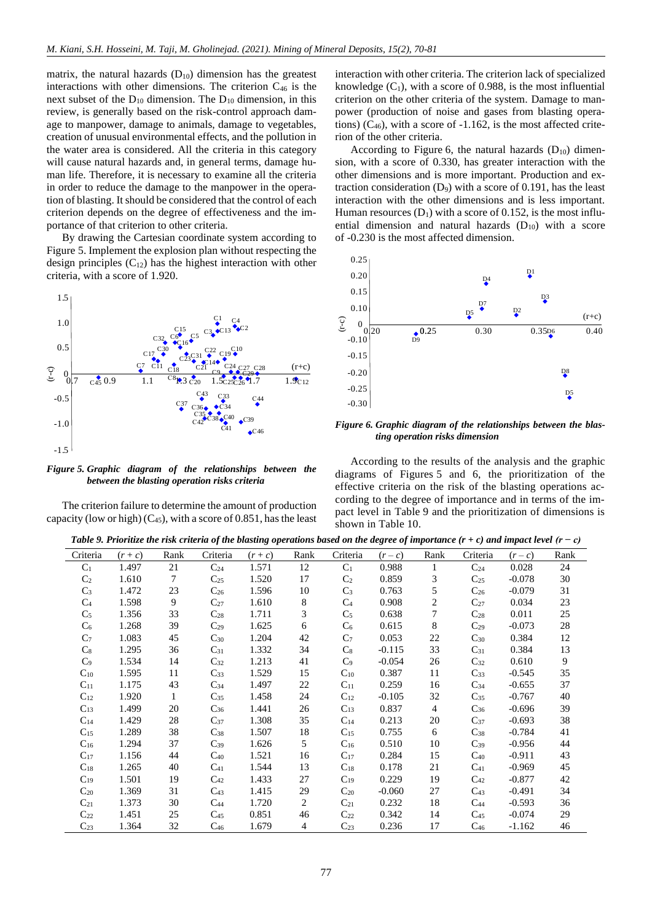matrix, the natural hazards ($D_{10}$) dimension has the greatest interactions with other dimensions. The criterion $C_{46}$ is the next subset of the $D_{10}$ dimension. The $D_{10}$ dimension, in this review, is generally based on the risk-control approach damage to manpower, damage to animals, damage to vegetables, creation of unusual environmental effects, and the pollution in the water area is considered. All the criteria in this category will cause natural hazards and, in general terms, damage human life. Therefore, it is necessary to examine all the criteria in order to reduce the damage to the manpower in the operation of blasting. It should be considered that the control of each criterion depends on the degree of effectiveness and the importance of that criterion to other criteria.

By drawing the Cartesian coordinate system according to Figure 5. Implement the explosion plan without respecting the design principles ($C_{12}$) has the highest interaction with other criteria, with a score of 1.920.

*Figure 5. Graphic diagram of the relationships between the between the blasting operation risks criteria*

The criterion failure to determine the amount of production capacity (low or high) ($C_{45}$), with a score of 0.851, has the least interaction with other criteria. The criterion lack of specialized knowledge ($C_1$), with a score of 0.988, is the most influential criterion on the other criteria of the system. Damage to manpower (production of noise and gases from blasting operations) ($C_{46}$), with a score of -1.162, is the most affected criterion of the other criteria.

According to Figure 6, the natural hazards ($D_{10}$) dimension, with a score of 0.330, has greater interaction with the other dimensions and is more important. Production and extraction consideration ($D_9$) with a score of 0.191, has the least interaction with the other dimensions and is less important. Human resources ($D_1$) with a score of 0.152, is the most influential dimension and natural hazards ($D_{10}$) with a score of -0.230 is the most affected dimension.

*Figure 6. Graphic diagram of the relationships between the blasting operation risks dimension*

According to the results of the analysis and the graphic diagrams of Figures 5 and 6, the prioritization of the effective criteria on the risk of the blasting operations according to the degree of importance and in terms of the impact level in Table 9 and the prioritization of dimensions is shown in Table 10.

*Table 9. Prioritize the risk criteria of the blasting operations based on the degree of importance (r + c) and impact level (r − c)*

| Criteria | $(r + c)$ | Rank | Criteria | $(r + c)$ | Rank | Criteria | $(r - c)$ | Rank | Criteria | $(r - c)$ | Rank |
|---|---|---|---|---|---|---|---|---|---|---|---|
| $C_1$ | 1.497 | 21 | $C_{24}$ | 1.571 | 12 | $C_1$ | 0.988 | 1 | $C_{24}$ | 0.028 | 24 |
| $C_2$ | 1.610 | 7 | $C_{25}$ | 1.520 | 17 | $C_2$ | 0.859 | 3 | $C_{25}$ | -0.078 | 30 |
| $C_3$ | 1.472 | 23 | $C_{26}$ | 1.596 | 10 | $C_3$ | 0.763 | 5 | $C_{26}$ | -0.079 | 31 |
| $C_4$ | 1.598 | 9 | $C_{27}$ | 1.610 | 8 | $C_4$ | 0.908 | 2 | $C_{27}$ | 0.034 | 23 |
| $C_5$ | 1.356 | 33 | $C_{28}$ | 1.711 | 3 | $C_5$ | 0.638 | 7 | $C_{28}$ | 0.011 | 25 |
| $C_6$ | 1.268 | 39 | $C_{29}$ | 1.625 | 6 | $C_6$ | 0.615 | 8 | $C_{29}$ | -0.073 | 28 |
| $C_7$ | 1.083 | 45 | $C_{30}$ | 1.204 | 42 | $C_7$ | 0.053 | 22 | $C_{30}$ | 0.384 | 12 |
| $C_8$ | 1.295 | 36 | $C_{31}$ | 1.332 | 34 | $C_8$ | -0.115 | 33 | $C_{31}$ | 0.384 | 13 |
| $C_9$ | 1.534 | 14 | $C_{32}$ | 1.213 | 41 | $C_9$ | -0.054 | 26 | $C_{32}$ | 0.610 | 9 |
| $C_{10}$ | 1.595 | 11 | $C_{33}$ | 1.529 | 15 | $C_{10}$ | 0.387 | 11 | $C_{33}$ | -0.545 | 35 |
| $C_{11}$ | 1.175 | 43 | $C_{34}$ | 1.497 | 22 | $C_{11}$ | 0.259 | 16 | $C_{34}$ | -0.655 | 37 |
| $C_{12}$ | 1.920 | 1 | $C_{35}$ | 1.458 | 24 | $C_{12}$ | -0.105 | 32 | $C_{35}$ | -0.767 | 40 |
| $C_{13}$ | 1.499 | 20 | $C_{36}$ | 1.441 | 26 | $C_{13}$ | 0.837 | 4 | $C_{36}$ | -0.696 | 39 |
| $C_{14}$ | 1.429 | 28 | $C_{37}$ | 1.308 | 35 | $C_{14}$ | 0.213 | 20 | $C_{37}$ | -0.693 | 38 |
| $C_{15}$ | 1.289 | 38 | $C_{38}$ | 1.507 | 18 | $C_{15}$ | 0.755 | 6 | $C_{38}$ | -0.784 | 41 |
| $C_{16}$ | 1.294 | 37 | $C_{39}$ | 1.626 | 5 | $C_{16}$ | 0.510 | 10 | $C_{39}$ | -0.956 | 44 |
| $C_{17}$ | 1.156 | 44 | $C_{40}$ | 1.521 | 16 | $C_{17}$ | 0.284 | 15 | $C_{40}$ | -0.911 | 43 |
| $C_{18}$ | 1.265 | 40 | $C_{41}$ | 1.544 | 13 | $C_{18}$ | 0.178 | 21 | $C_{41}$ | -0.969 | 45 |
| $C_{19}$ | 1.501 | 19 | $C_{42}$ | 1.433 | 27 | $C_{19}$ | 0.229 | 19 | $C_{42}$ | -0.877 | 42 |
| $C_{20}$ | 1.369 | 31 | $C_{43}$ | 1.415 | 29 | $C_{20}$ | -0.060 | 27 | $C_{43}$ | -0.491 | 34 |
| $C_{21}$ | 1.373 | 30 | $C_{44}$ | 1.720 | 2 | $C_{21}$ | 0.232 | 18 | $C_{44}$ | -0.593 | 36 |
| $C_{22}$ | 1.451 | 25 | $C_{45}$ | 0.851 | 46 | $C_{22}$ | 0.342 | 14 | $C_{45}$ | -0.074 | 29 |
| $C_{23}$ | 1.364 | 32 | $C_{46}$ | 1.679 | 4 | $C_{23}$ | 0.236 | 17 | $C_{46}$ | -1.162 | 46 |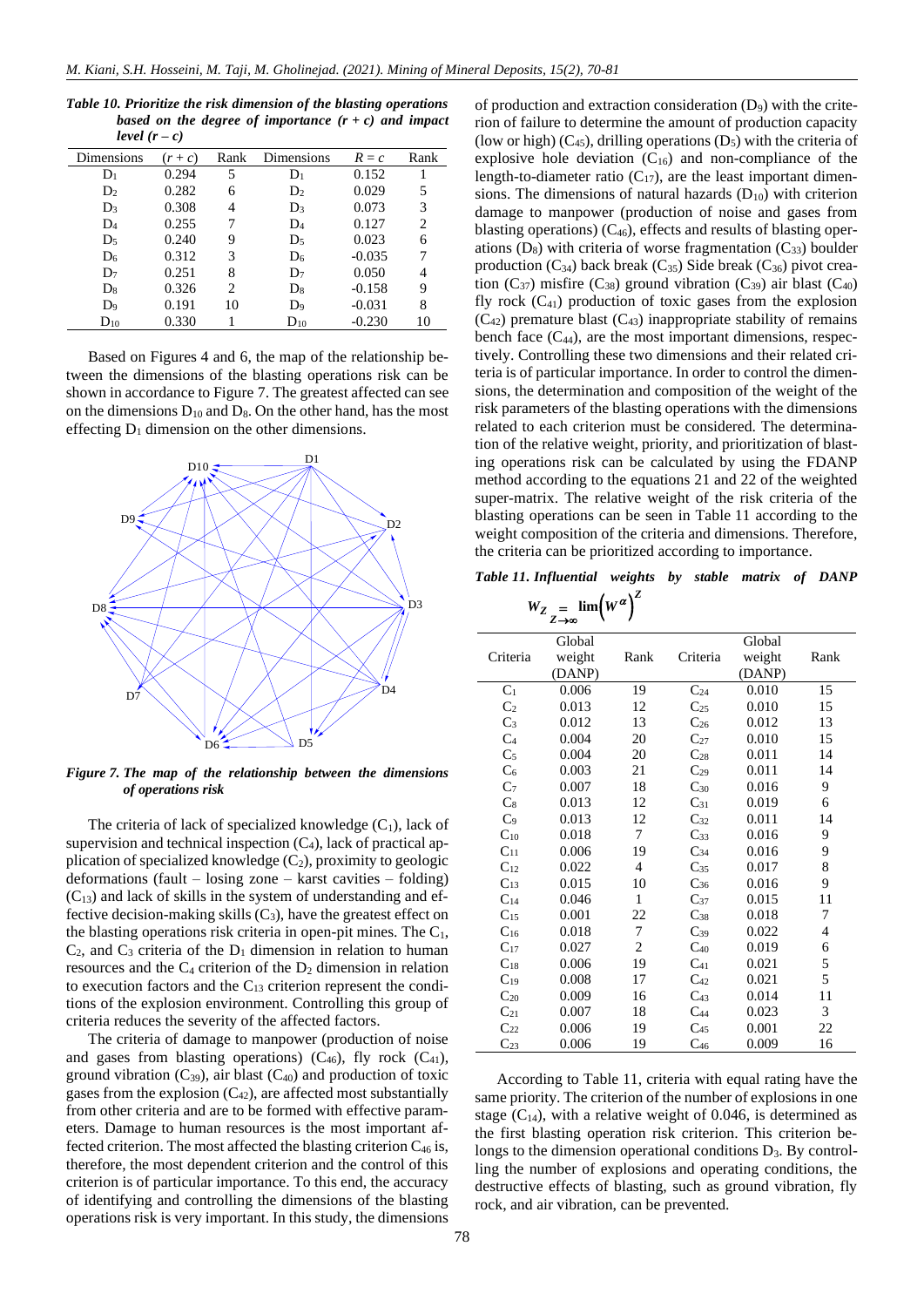*Table 10. Prioritize the risk dimension of the blasting operations based on the degree of importance $(r + c)$ and impact level $(r – c)$*

| Dimensions | $(r + c)$ | Rank | Dimensions | $R = c$ | Rank |
|---|---|---|---|---|---|
| $D_1$ | 0.294 | 5 | $D_1$ | 0.152 | 1 |
| $D_2$ | 0.282 | 6 | $D_2$ | 0.029 | 5 |
| $D_3$ | 0.308 | 4 | $D_3$ | 0.073 | 3 |
| $D_4$ | 0.255 | 7 | $D_4$ | 0.127 | 2 |
| $D_5$ | 0.240 | 9 | $D_5$ | 0.023 | 6 |
| $D_6$ | 0.312 | 3 | $D_6$ | -0.035 | 7 |
| $D_7$ | 0.251 | 8 | $D_7$ | 0.050 | 4 |
| $D_8$ | 0.326 | 2 | $D_8$ | -0.158 | 9 |
| $D_9$ | 0.191 | 10 | $D_9$ | -0.031 | 8 |
| $D_{10}$ | 0.330 | 1 | $D_{10}$ | -0.230 | 10 |

Based on Figures 4 and 6, the map of the relationship between the dimensions of the blasting operations risk can be shown in accordance to Figure 7. The greatest affected can see on the dimensions $D_{10}$ and $D_8$. On the other hand, has the most effecting $D_1$ dimension on the other dimensions.

*Figure 7. The map of the relationship between the dimensions of operations risk*

The criteria of lack of specialized knowledge ($C_1$), lack of supervision and technical inspection ($C_4$), lack of practical application of specialized knowledge ($C_2$), proximity to geologic deformations (fault – losing zone – karst cavities – folding) ($C_{13}$) and lack of skills in the system of understanding and effective decision-making skills ($C_3$), have the greatest effect on the blasting operations risk criteria in open-pit mines. The $C_1$, $C_2$, and $C_3$ criteria of the $D_1$ dimension in relation to human resources and the $C_4$ criterion of the $D_2$ dimension in relation to execution factors and the $C_{13}$ criterion represent the conditions of the explosion environment. Controlling this group of criteria reduces the severity of the affected factors.

The criteria of damage to manpower (production of noise and gases from blasting operations) ($C_{46}$), fly rock ($C_{41}$), ground vibration ($C_{39}$), air blast ($C_{40}$) and production of toxic gases from the explosion ($C_{42}$), are affected most substantially from other criteria and are to be formed with effective parameters. Damage to human resources is the most important affected criterion. The most affected the blasting criterion $C_{46}$ is, therefore, the most dependent criterion and the control of this criterion is of particular importance. To this end, the accuracy of identifying and controlling the dimensions of the blasting operations risk is very important. In this study, the dimensions of production and extraction consideration ($D_9$) with the criterion of failure to determine the amount of production capacity (low or high) ($C_{45}$), drilling operations ($D_5$) with the criteria of explosive hole deviation ($C_{16}$) and non-compliance of the length-to-diameter ratio ($C_{17}$), are the least important dimensions. The dimensions of natural hazards ($D_{10}$) with criterion damage to manpower (production of noise and gases from blasting operations) ($C_{46}$), effects and results of blasting operations ($D_8$) with criteria of worse fragmentation ($C_{33}$) boulder production ($C_{34}$) back break ($C_{35}$) Side break ($C_{36}$) pivot creation ($C_{37}$) misfire ($C_{38}$) ground vibration ($C_{39}$) air blast ($C_{40}$) fly rock ($C_{41}$) production of toxic gases from the explosion ($C_{42}$) premature blast ($C_{43}$) inappropriate stability of remains bench face ($C_{44}$), are the most important dimensions, respectively. Controlling these two dimensions and their related criteria is of particular importance. In order to control the dimensions, the determination and composition of the weight of the risk parameters of the blasting operations with the dimensions related to each criterion must be considered. The determination of the relative weight, priority, and prioritization of blasting operations risk can be calculated by using the FDANP method according to the equations 21 and 22 of the weighted super-matrix. The relative weight of the risk criteria of the blasting operations can be seen in Table 11 according to the weight composition of the criteria and dimensions. Therefore, the criteria can be prioritized according to importance.

*Table 11. Influential weights by stable matrix of DANP* $W_Z = \lim_{Z \to \infty} \left(W^{\alpha}\right)^Z$

| Criteria | Global weight (DANP) | Rank | Criteria | Global weight (DANP) | Rank |
|---|---|---|---|---|---|
| $C_1$ | 0.006 | 19 | $C_{24}$ | 0.010 | 15 |
| $C_2$ | 0.013 | 12 | $C_{25}$ | 0.010 | 15 |
| $C_3$ | 0.012 | 13 | $C_{26}$ | 0.012 | 13 |
| $C_4$ | 0.004 | 20 | $C_{27}$ | 0.010 | 15 |
| $C_5$ | 0.004 | 20 | $C_{28}$ | 0.011 | 14 |
| $C_6$ | 0.003 | 21 | $C_{29}$ | 0.011 | 14 |
| $C_7$ | 0.007 | 18 | $C_{30}$ | 0.016 | 9 |
| $C_8$ | 0.013 | 12 | $C_{31}$ | 0.019 | 6 |
| $C_9$ | 0.013 | 12 | $C_{32}$ | 0.011 | 14 |
| $C_{10}$ | 0.018 | 7 | $C_{33}$ | 0.016 | 9 |
| $C_{11}$ | 0.006 | 19 | $C_{34}$ | 0.016 | 9 |
| $C_{12}$ | 0.022 | 4 | $C_{35}$ | 0.017 | 8 |
| $C_{13}$ | 0.015 | 10 | $C_{36}$ | 0.016 | 9 |
| $C_{14}$ | 0.046 | 1 | $C_{37}$ | 0.015 | 11 |
| $C_{15}$ | 0.001 | 22 | $C_{38}$ | 0.018 | 7 |
| $C_{16}$ | 0.018 | 7 | $C_{39}$ | 0.022 | 4 |
| $C_{17}$ | 0.027 | 2 | $C_{40}$ | 0.019 | 6 |
| $C_{18}$ | 0.006 | 19 | $C_{41}$ | 0.021 | 5 |
| $C_{19}$ | 0.008 | 17 | $C_{42}$ | 0.021 | 5 |
| $C_{20}$ | 0.009 | 16 | $C_{43}$ | 0.014 | 11 |
| $C_{21}$ | 0.007 | 18 | $C_{44}$ | 0.023 | 3 |
| $C_{22}$ | 0.006 | 19 | $C_{45}$ | 0.001 | 22 |
| $C_{23}$ | 0.006 | 19 | $C_{46}$ | 0.009 | 16 |

According to Table 11, criteria with equal rating have the same priority. The criterion of the number of explosions in one stage ($C_{14}$), with a relative weight of 0.046, is determined as the first blasting operation risk criterion. This criterion belongs to the dimension operational conditions $D_3$. By controlling the number of explosions and operating conditions, the destructive effects of blasting, such as ground vibration, fly rock, and air vibration, can be prevented.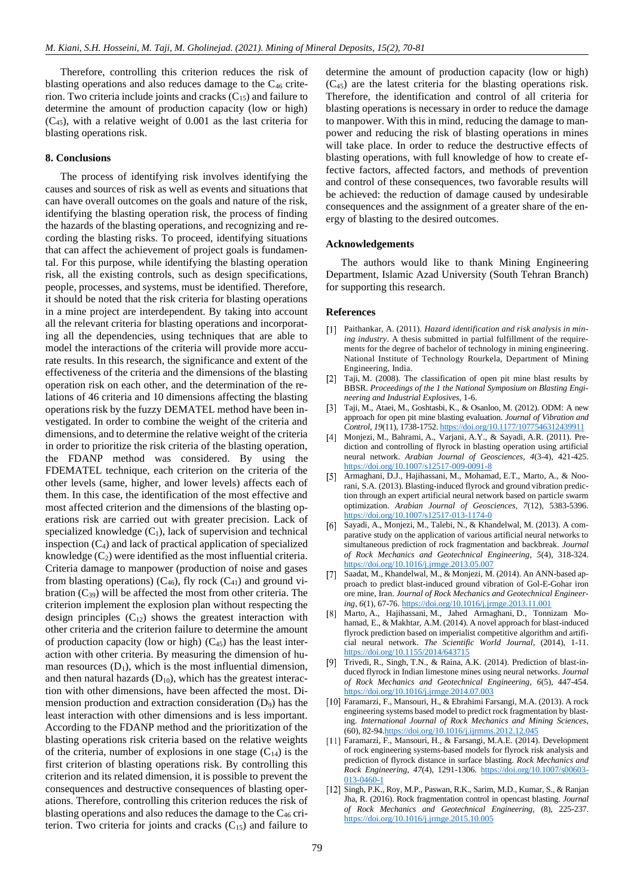Therefore, controlling this criterion reduces the risk of blasting operations and also reduces damage to the $C_{46}$ criterion. Two criteria include joints and cracks ($C_{15}$) and failure to determine the amount of production capacity (low or high) ($C_{45}$), with a relative weight of 0.001 as the last criteria for blasting operations risk.

## 8. Conclusions

The process of identifying risk involves identifying the causes and sources of risk as well as events and situations that can have overall outcomes on the goals and nature of the risk, identifying the blasting operation risk, the process of finding the hazards of the blasting operations, and recognizing and recording the blasting risks. To proceed, identifying situations that can affect the achievement of project goals is fundamental. For this purpose, while identifying the blasting operation risk, all the existing controls, such as design specifications, people, processes, and systems, must be identified. Therefore, it should be noted that the risk criteria for blasting operations in a mine project are interdependent. By taking into account all the relevant criteria for blasting operations and incorporating all the dependencies, using techniques that are able to model the interactions of the criteria will provide more accurate results. In this research, the significance and extent of the effectiveness of the criteria and the dimensions of the blasting operation risk on each other, and the determination of the relations of 46 criteria and 10 dimensions affecting the blasting operations risk by the fuzzy DEMATEL method have been investigated. In order to combine the weight of the criteria and dimensions, and to determine the relative weight of the criteria in order to prioritize the risk criteria of the blasting operation, the FDANP method was considered. By using the FDEMATEL technique, each criterion on the criteria of the other levels (same, higher, and lower levels) affects each of them. In this case, the identification of the most effective and most affected criterion and the dimensions of the blasting operations risk are carried out with greater precision. Lack of specialized knowledge ($C_1$), lack of supervision and technical inspection ($C_4$) and lack of practical application of specialized knowledge ($C_2$) were identified as the most influential criteria. Criteria damage to manpower (production of noise and gases from blasting operations) ($C_{46}$), fly rock ($C_{41}$) and ground vibration ($C_{39}$) will be affected the most from other criteria. The criterion implement the explosion plan without respecting the design principles ($C_{12}$) shows the greatest interaction with other criteria and the criterion failure to determine the amount of production capacity (low or high) ($C_{45}$) has the least interaction with other criteria. By measuring the dimension of human resources ($D_1$), which is the most influential dimension, and then natural hazards ($D_{10}$), which has the greatest interaction with other dimensions, have been affected the most. Dimension production and extraction consideration ($D_9$) has the least interaction with other dimensions and is less important. According to the FDANP method and the prioritization of the blasting operations risk criteria based on the relative weights of the criteria, number of explosions in one stage ($C_{14}$) is the first criterion of blasting operations risk. By controlling this criterion and its related dimension, it is possible to prevent the consequences and destructive consequences of blasting operations. Therefore, controlling this criterion reduces the risk of blasting operations and also reduces the damage to the $C_{46}$ criterion. Two criteria for joints and cracks ($C_{15}$) and failure to determine the amount of production capacity (low or high) ($C_{45}$) are the latest criteria for the blasting operations risk. Therefore, the identification and control of all criteria for blasting operations is necessary in order to reduce the damage to manpower. With this in mind, reducing the damage to manpower and reducing the risk of blasting operations in mines will take place. In order to reduce the destructive effects of blasting operations, with full knowledge of how to create effective factors, affected factors, and methods of prevention and control of these consequences, two favorable results will be achieved: the reduction of damage caused by undesirable consequences and the assignment of a greater share of the energy of blasting to the desired outcomes.

## Acknowledgements

The authors would like to thank Mining Engineering Department, Islamic Azad University (South Tehran Branch) for supporting this research.

## References

[1] Paithankar, A. (2011). *Hazard identification and risk analysis in mining industry*. A thesis submitted in partial fulfillment of the requirements for the degree of bachelor of technology in mining engineering. National Institute of Technology Rourkela, Department of Mining Engineering, India.

[2] Taji, M. (2008). The classification of open pit mine blast results by BBSR. *Proceedings of the 1 the National Symposium on Blasting Engineering and Industrial Explosives*, 1-6.

[3] Taji, M., Ataei, M., Goshtasbi, K., & Osanloo, M. (2012). ODM: A new approach for open pit mine blasting evaluation. *Journal of Vibration and Control*, *19*(11), 1738-1752. https://doi.org/10.1177/1077546312439911

[4] Monjezi, M., Bahrami, A., Varjani, A.Y., & Sayadi, A.R. (2011). Prediction and controlling of flyrock in blasting operation using artificial neural network. *Arabian Journal of Geosciences*, *4*(3-4), 421-425. https://doi.org/10.1007/s12517-009-0091-8

[5] Armaghani, D.J., Hajihassani, M., Mohamad, E.T., Marto, A., & Noorani, S.A. (2013). Blasting-induced flyrock and ground vibration prediction through an expert artificial neural network based on particle swarm optimization. *Arabian Journal of Geosciences*, *7*(12), 5383-5396. https://doi.org/10.1007/s12517-013-1174-0

[6] Sayadi, A., Monjezi, M., Talebi, N., & Khandelwal, M. (2013). A comparative study on the application of various artificial neural networks to simultaneous prediction of rock fragmentation and backbreak. *Journal of Rock Mechanics and Geotechnical Engineering*, *5*(4), 318-324. https://doi.org/10.1016/j.jrmge.2013.05.007

[7] Saadat, M., Khandelwal, M., & Monjezi, M. (2014). An ANN-based approach to predict blast-induced ground vibration of Gol-E-Gohar iron ore mine, Iran. *Journal of Rock Mechanics and Geotechnical Engineering*, *6*(1), 67-76. https://doi.org/10.1016/j.jrmge.2013.11.001

[8] Marto, A., Hajihassani, M., Jahed Armaghani, D., Tonnizam Mohamad, E., & Makhtar, A.M. (2014). A novel approach for blast-induced flyrock prediction based on imperialist competitive algorithm and artificial neural network. *The Scientific World Journal*, (2014), 1-11. https://doi.org/10.1155/2014/643715

[9] Trivedi, R., Singh, T.N., & Raina, A.K. (2014). Prediction of blast-induced flyrock in Indian limestone mines using neural networks. *Journal of Rock Mechanics and Geotechnical Engineering*, *6*(5), 447-454. https://doi.org/10.1016/j.jrmge.2014.07.003

[10] Faramarzi, F., Mansouri, H., & Ebrahimi Farsangi, M.A. (2013). A rock engineering systems based model to predict rock fragmentation by blasting. *International Journal of Rock Mechanics and Mining Sciences*, (60), 82-94.https://doi.org/10.1016/j.ijrmms.2012.12.045

[11] Faramarzi, F., Mansouri, H., & Farsangi, M.A.E. (2014). Development of rock engineering systems-based models for flyrock risk analysis and prediction of flyrock distance in surface blasting. *Rock Mechanics and Rock Engineering*, *47*(4), 1291-1306. https://doi.org/10.1007/s00603-013-0460-1

[12] Singh, P.K., Roy, M.P., Paswan, R.K., Sarim, M.D., Kumar, S., & Ranjan Jha, R. (2016). Rock fragmentation control in opencast blasting. *Journal of Rock Mechanics and Geotechnical Engineering*, (8), 225-237. https://doi.org/10.1016/j.jrmge.2015.10.005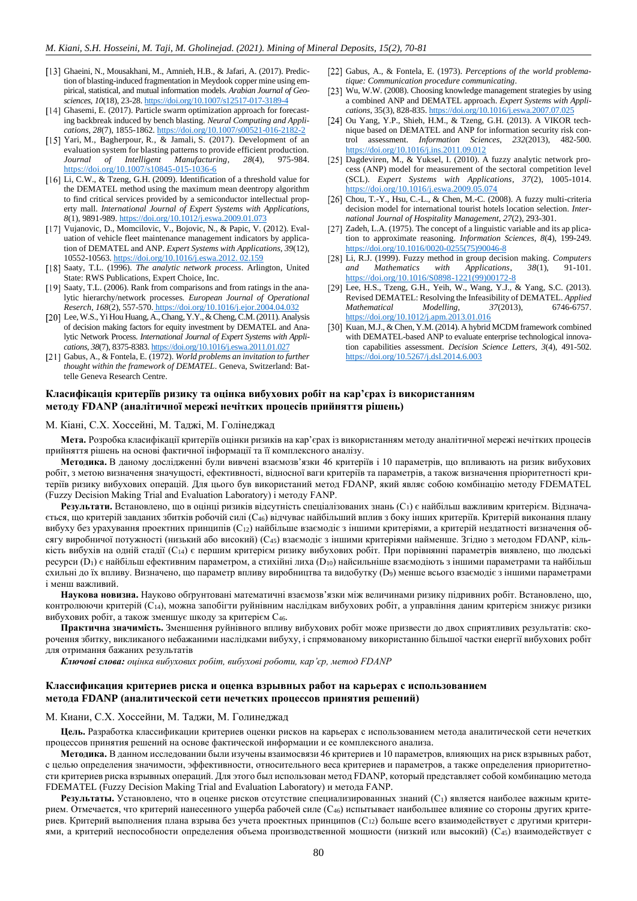[13] Ghaeini, N., Mousakhani, M., Amnieh, H.B., & Jafari, A. (2017). Prediction of blasting-induced fragmentation in Meydook copper mine using empirical, statistical, and mutual information models. *Arabian Journal of Geosciences*, *10*(18), 23-28. https://doi.org/10.1007/s12517-017-3189-4

[14] Ghasemi, E. (2017). Particle swarm optimization approach for forecasting backbreak induced by bench blasting. *Neural Computing and Applications*, *28*(7), 1855-1862. https://doi.org/10.1007/s00521-016-2182-2

[15] Yari, M., Bagherpour, R., & Jamali, S. (2017). Development of an evaluation system for blasting patterns to provide efficient production. *Journal of Intelligent Manufacturing*, *28*(4), 975-984. https://doi.org/10.1007/s10845-015-1036-6

[16] Li, C.W., & Tzeng, G.H. (2009). Identification of a threshold value for the DEMATEL method using the maximum mean deentropy algorithm to find critical services provided by a semiconductor intellectual property mall. *International Journal of Expert Systems with Applications*, *8*(1), 9891-989. https://doi.org/10.1012/j.eswa.2009.01.073

[17] Vujanovic, D., Momcilovic, V., Bojovic, N., & Papic, V. (2012). Evaluation of vehicle fleet maintenance management indicators by application of DEMATEL and ANP. *Expert Systems with Applications*, *39*(12), 10552-10563. https://doi.org/10.1016/j.eswa.2012. 02.159

[18] Saaty, T.L. (1996). *The analytic network process*. Arlington, United State: RWS Publications, Expert Choice, Inc.

[19] Saaty, T.L. (2006). Rank from comparisons and from ratings in the analytic hierarchy/network processes. *European Journal of Operational Reserch*, *168*(2), 557-570. https://doi.org/10.1016/j.ejor.2004.04.032

[20] Lee, W.S., Yi Hou Huang, A., Chang, Y.Y., & Cheng, C.M. (2011). Analysis of decision making factors for equity investment by DEMATEL and Analytic Network Process. *International Journal of Expert Systems with Applications*, *38*(7), 8375-8383. https://doi.org/10.1016/j.eswa.2011.01.027

[21] Gabus, A., & Fontela, E. (1972). *World problems an invitation to further thought within the framework of DEMATEL*. Geneva, Switzerland: Battelle Geneva Research Centre.

[22] Gabus, A., & Fontela, E. (1973). *Perceptions of the world problematique: Communication procedure communicating*.

[23] Wu, W.W. (2008). Choosing knowledge management strategies by using a combined ANP and DEMATEL approach. *Expert Systems with Applications*, 35(3), 828-835. https://doi.org/10.1016/j.eswa.2007.07.025

[24] Ou Yang, Y.P., Shieh, H.M., & Tzeng, G.H. (2013). A VIKOR technique based on DEMATEL and ANP for information security risk control assessment. *Information Sciences*, *232*(2013), 482-500. https://doi.org/10.1016/j.ins.2011.09.012

[25] Dagdeviren, M., & Yuksel, I. (2010). A fuzzy analytic network process (ANP) model for measurement of the sectoral competition level (SCL). *Expert Systems with Applications*, *37*(2), 1005-1014. https://doi.org/10.1016/j.eswa.2009.05.074

[26] Chou, T.-Y., Hsu, C.-L., & Chen, M.-C. (2008). A fuzzy multi-criteria decision model for international tourist hotels location selection. *International Journal of Hospitality Management*, *27*(2), 293-301.

[27] Zadeh, L.A. (1975). The concept of a linguistic variable and its ap plication to approximate reasoning. *Information Sciences*, *8*(4), 199-249. https://doi.org/10.1016/0020-0255(75)90046-8

[28] Li, R.J. (1999). Fuzzy method in group decision making. *Computers and Mathematics with Applications*, *38*(1), 91-101. https://doi.org/10.1016/S0898-1221(99)00172-8

[29] Lee, H.S., Tzeng, G.H., Yeih, W., Wang, Y.J., & Yang, S.C. (2013). Revised DEMATEL: Resolving the Infeasibility of DEMATEL. *Applied Mathematical Modelling*, *37*(2013), 6746-6757. https://doi.org/10.1012/j.apm.2013.01.016

[30] Kuan, M.J., & Chen, Y.M. (2014). A hybrid MCDM framework combined with DEMATEL-based ANP to evaluate enterprise technological innovation capabilities assessment. *Decision Science Letters*, *3*(4), 491-502. https://doi.org/10.5267/j.dsl.2014.6.003

## Класифікація критеріїв ризику та оцінка вибухових робіт на кар'єрах із використанням методу FDANP (аналітичної мережі нечітких процесів прийняття рішень)

М. Кіані, С.Х. Хоссейні, М. Таджі, М. Голінеджад

**Мета.** Розробка класифікації критеріїв оцінки ризиків на кар'єрах із використанням методу аналітичної мережі нечітких процесів прийняття рішень на основі фактичної інформації та її комплексного аналізу.

**Методика.** В даному дослідженні були вивчені взаємозв'язки 46 критеріїв і 10 параметрів, що впливають на ризик вибухових робіт, з метою визначення значущості, ефективності, відносної ваги критеріїв та параметрів, а також визначення пріоритетності критеріїв ризику вибухових операцій. Для цього був використаний метод FDANP, який являє собою комбінацію методу FDEMATEL (Fuzzy Decision Making Trial and Evaluation Laboratory) і методу FANP.

**Результати.** Встановлено, що в оцінці ризиків відсутність спеціалізованих знань ($C_1$) є найбільш важливим критерієм. Відзначається, що критерій завданих збитків робочій силі ($C_{46}$) відчуває найбільший вплив з боку інших критеріїв. Критерій виконання плану вибуху без урахування проектних принципів ($C_{12}$) найбільше взаємодіє з іншими критеріями, а критерій нездатності визначення обсягу виробничої потужності (низький або високий) ($C_{45}$) взаємодіє з іншими критеріями найменше. Згідно з методом FDANP, кількість вибухів на одній стадії ($C_{14}$) є першим критерієм ризику вибухових робіт. При порівнянні параметрів виявлено, що людські ресурси ($D_1$) є найбільш ефективним параметром, а стихійні лиха ($D_{10}$) найсильніше взаємодіють з іншими параметрами та найбільш схильні до їх впливу. Визначено, що параметр впливу виробництва та видобутку ($D_9$) менше всього взаємодіє з іншими параметрами і менш важливий.

**Наукова новизна.** Науково обґрунтовані математичні взаємозв'язки між величинами ризику підривних робіт. Встановлено, що, контролюючи критерій ($C_{14}$), можна запобігти руйнівним наслідкам вибухових робіт, а управління даним критерієм знижує ризики вибухових робіт, а також зменшує шкоду за критерієм $C_{46}$.

**Практична значимість.** Зменшення руйнівного впливу вибухових робіт може призвести до двох сприятливих результатів: скорочення збитку, викликаного небажаними наслідками вибуху, і спрямованому використанню більшої частки енергії вибухових робіт для отримання бажаних результатів

***Ключові слова:*** *оцінка вибухових робіт, вибухові роботи, кар'єр, метод FDANP*

## Классификация критериев риска и оценка взрывных работ на карьерах с использованием метода FDANP (аналитической сети нечетких процессов принятия решений)

М. Киани, С.Х. Хоссейни, М. Таджи, М. Голинеджад

**Цель.** Разработка классификации критериев оценки рисков на карьерах с использованием метода аналитической сети нечетких процессов принятия решений на основе фактической информации и ее комплексного анализа.

**Методика.** В данном исследовании были изучены взаимосвязи 46 критериев и 10 параметров, влияющих на риск взрывных работ, с целью определения значимости, эффективности, относительного веса критериев и параметров, а также определения приоритетности критериев риска взрывных операций. Для этого был использован метод FDANP, который представляет собой комбинацию метода FDEMATEL (Fuzzy Decision Making Trial and Evaluation Laboratory) и метода FANP.

**Результаты.** Установлено, что в оценке рисков отсутствие специализированных знаний ($C_1$) является наиболее важным критерием. Отмечается, что критерий нанесенного ущерба рабочей силе ($C_{46}$) испытывает наибольшее влияние со стороны других критериев. Критерий выполнения плана взрыва без учета проектных принципов ($C_{12}$) больше всего взаимодействует с другими критериями, а критерий неспособности определения объема производственной мощности (низкий или высокий) ($C_{45}$) взаимодействует с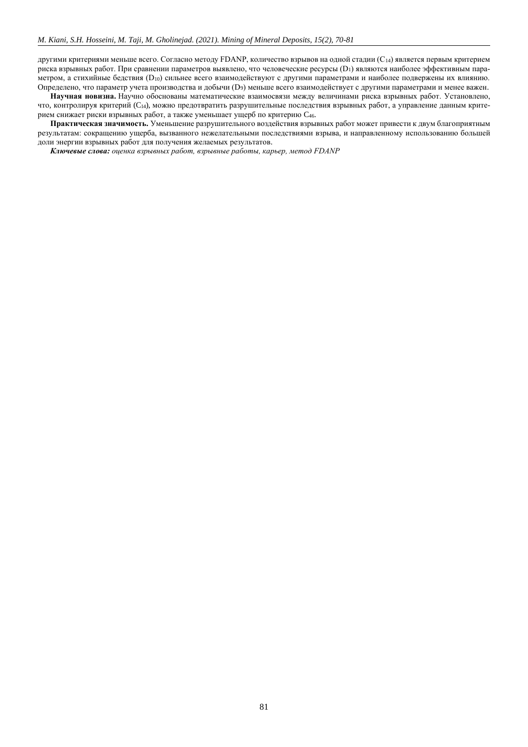другими критериями меньше всего. Согласно методу FDANP, количество взрывов на одной стадии ($C_{14}$) является первым критерием риска взрывных работ. При сравнении параметров выявлено, что человеческие ресурсы ($D_1$) являются наиболее эффективным параметром, а стихийные бедствия ($D_{10}$) сильнее всего взаимодействуют с другими параметрами и наиболее подвержены их влиянию. Определено, что параметр учета производства и добычи ($D_9$) меньше всего взаимодействует с другими параметрами и менее важен.

**Научная новизна.** Научно обоснованы математические взаимосвязи между величинами риска взрывных работ. Установлено, что, контролируя критерий ($C_{14}$), можно предотвратить разрушительные последствия взрывных работ, а управление данным критерием снижает риски взрывных работ, а также уменьшает ущерб по критерию $C_{46}$.

**Практическая значимость.** Уменьшение разрушительного воздействия взрывных работ может привести к двум благоприятным результатам: сокращению ущерба, вызванного нежелательными последствиями взрыва, и направленному использованию большей доли энергии взрывных работ для получения желаемых результатов.

***Ключевые слова:*** *оценка взрывных работ, взрывные работы, карьер, метод FDANP*